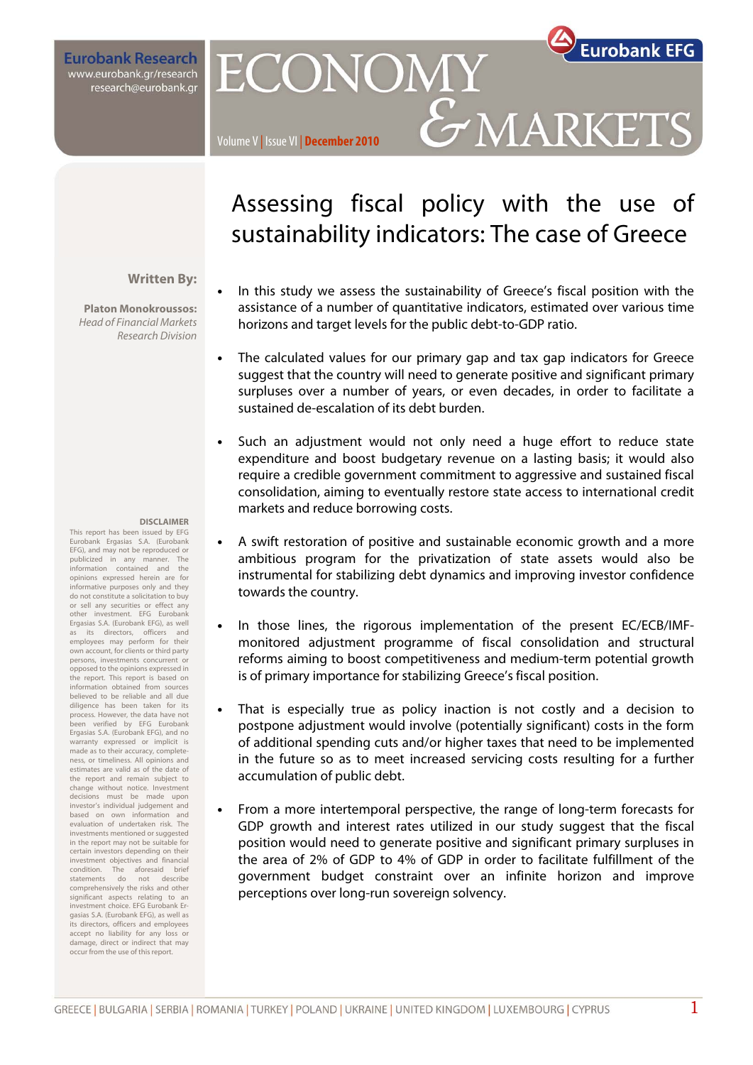Eurobank Research
www.eurobank.gr/research
research@eurobank.gr

# ECONOMY & MARKETS

Volume V | Issue VI | December 2010

Eurobank EFG

# Assessing fiscal policy with the use of sustainability indicators: The case of Greece

**Written By:**

**Platon Monokroussos:**
*Head of Financial Markets Research Division*

- In this study we assess the sustainability of Greece's fiscal position with the assistance of a number of quantitative indicators, estimated over various time horizons and target levels for the public debt-to-GDP ratio.
- The calculated values for our primary gap and tax gap indicators for Greece suggest that the country will need to generate positive and significant primary surpluses over a number of years, or even decades, in order to facilitate a sustained de-escalation of its debt burden.
- Such an adjustment would not only need a huge effort to reduce state expenditure and boost budgetary revenue on a lasting basis; it would also require a credible government commitment to aggressive and sustained fiscal consolidation, aiming to eventually restore state access to international credit markets and reduce borrowing costs.
- A swift restoration of positive and sustainable economic growth and a more ambitious program for the privatization of state assets would also be instrumental for stabilizing debt dynamics and improving investor confidence towards the country.
- In those lines, the rigorous implementation of the present EC/ECB/IMF-monitored adjustment programme of fiscal consolidation and structural reforms aiming to boost competitiveness and medium-term potential growth is of primary importance for stabilizing Greece's fiscal position.
- That is especially true as policy inaction is not costly and a decision to postpone adjustment would involve (potentially significant) costs in the form of additional spending cuts and/or higher taxes that need to be implemented in the future so as to meet increased servicing costs resulting for a further accumulation of public debt.
- From a more intertemporal perspective, the range of long-term forecasts for GDP growth and interest rates utilized in our study suggest that the fiscal position would need to generate positive and significant primary surpluses in the area of 2% of GDP to 4% of GDP in order to facilitate fulfillment of the government budget constraint over an infinite horizon and improve perceptions over long-run sovereign solvency.

**DISCLAIMER**

This report has been issued by EFG Eurobank Ergasias S.A. (Eurobank EFG), and may not be reproduced or publicized in any manner. The information contained and the opinions expressed herein are for informative purposes only and they do not constitute a solicitation to buy or sell any securities or effect any other investment. EFG Eurobank Ergasias S.A. (Eurobank EFG), as well as its directors, officers and employees may perform for their own account, for clients or third party persons, investments concurrent or opposed to the opinions expressed in the report. This report is based on information obtained from sources believed to be reliable and all due diligence has been taken for its process. However, the data have not been verified by EFG Eurobank Ergasias S.A. (Eurobank EFG), and no warranty expressed or implicit is made as to their accuracy, completeness, or timeliness. All opinions and estimates are valid as of the date of the report and remain subject to change without notice. Investment decisions must be made upon investor's individual judgement and based on own information and evaluation of undertaken risk. The investments mentioned or suggested in the report may not be suitable for certain investors depending on their investment objectives and financial condition. The aforesaid brief statements do not describe comprehensively the risks and other significant aspects relating to an investment choice. EFG Eurobank Ergasias S.A. (Eurobank EFG), as well as its directors, officers and employees accept no liability for any loss or damage, direct or indirect that may occur from the use of this report.

GREECE | BULGARIA | SERBIA | ROMANIA | TURKEY | POLAND | UKRAINE | UNITED KINGDOM | LUXEMBOURG | CYPRUS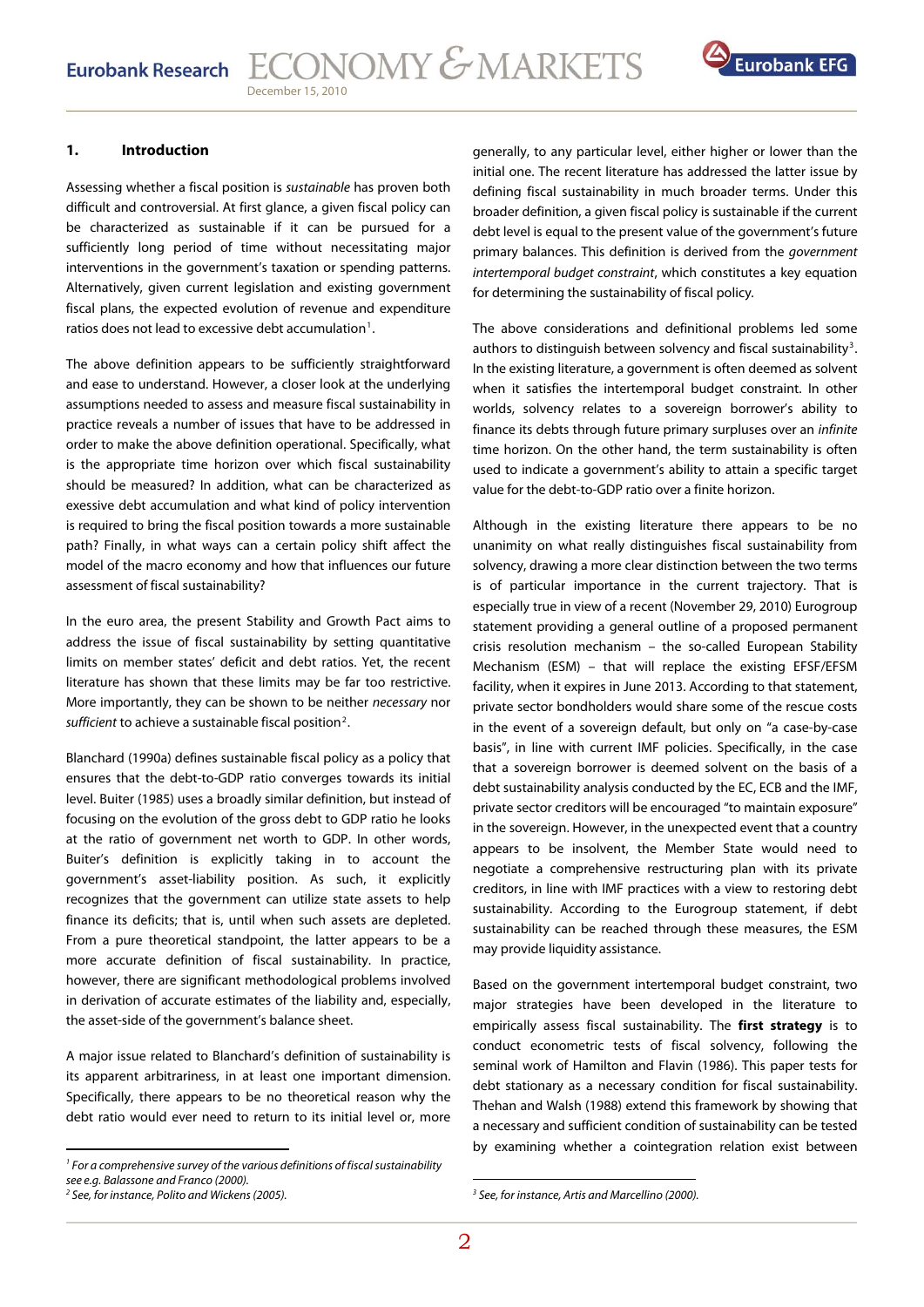## 1. Introduction

Assessing whether a fiscal position is *sustainable* has proven both difficult and controversial. At first glance, a given fiscal policy can be characterized as sustainable if it can be pursued for a sufficiently long period of time without necessitating major interventions in the government's taxation or spending patterns. Alternatively, given current legislation and existing government fiscal plans, the expected evolution of revenue and expenditure ratios does not lead to excessive debt accumulation[1].

The above definition appears to be sufficiently straightforward and ease to understand. However, a closer look at the underlying assumptions needed to assess and measure fiscal sustainability in practice reveals a number of issues that have to be addressed in order to make the above definition operational. Specifically, what is the appropriate time horizon over which fiscal sustainability should be measured? In addition, what can be characterized as exessive debt accumulation and what kind of policy intervention is required to bring the fiscal position towards a more sustainable path? Finally, in what ways can a certain policy shift affect the model of the macro economy and how that influences our future assessment of fiscal sustainability?

In the euro area, the present Stability and Growth Pact aims to address the issue of fiscal sustainability by setting quantitative limits on member states' deficit and debt ratios. Yet, the recent literature has shown that these limits may be far too restrictive. More importantly, they can be shown to be neither *necessary* nor *sufficient* to achieve a sustainable fiscal position[2].

Blanchard (1990a) defines sustainable fiscal policy as a policy that ensures that the debt-to-GDP ratio converges towards its initial level. Buiter (1985) uses a broadly similar definition, but instead of focusing on the evolution of the gross debt to GDP ratio he looks at the ratio of government net worth to GDP. In other words, Buiter's definition is explicitly taking in to account the government's asset-liability position. As such, it explicitly recognizes that the government can utilize state assets to help finance its deficits; that is, until when such assets are depleted. From a pure theoretical standpoint, the latter appears to be a more accurate definition of fiscal sustainability. In practice, however, there are significant methodological problems involved in derivation of accurate estimates of the liability and, especially, the asset-side of the government's balance sheet.

A major issue related to Blanchard's definition of sustainability is its apparent arbitrariness, in at least one important dimension. Specifically, there appears to be no theoretical reason why the debt ratio would ever need to return to its initial level or, more generally, to any particular level, either higher or lower than the initial one. The recent literature has addressed the latter issue by defining fiscal sustainability in much broader terms. Under this broader definition, a given fiscal policy is sustainable if the current debt level is equal to the present value of the government's future primary balances. This definition is derived from the *government intertemporal budget constraint*, which constitutes a key equation for determining the sustainability of fiscal policy.

The above considerations and definitional problems led some authors to distinguish between solvency and fiscal sustainability[3]. In the existing literature, a government is often deemed as solvent when it satisfies the intertemporal budget constraint. In other worlds, solvency relates to a sovereign borrower's ability to finance its debts through future primary surpluses over an *infinite* time horizon. On the other hand, the term sustainability is often used to indicate a government's ability to attain a specific target value for the debt-to-GDP ratio over a finite horizon.

Although in the existing literature there appears to be no unanimity on what really distinguishes fiscal sustainability from solvency, drawing a more clear distinction between the two terms is of particular importance in the current trajectory. That is especially true in view of a recent (November 29, 2010) Eurogroup statement providing a general outline of a proposed permanent crisis resolution mechanism – the so-called European Stability Mechanism (ESM) – that will replace the existing EFSF/EFSM facility, when it expires in June 2013. According to that statement, private sector bondholders would share some of the rescue costs in the event of a sovereign default, but only on "a case-by-case basis", in line with current IMF policies. Specifically, in the case that a sovereign borrower is deemed solvent on the basis of a debt sustainability analysis conducted by the EC, ECB and the IMF, private sector creditors would be encouraged "to maintain exposure" in the sovereign. However, in the unexpected event that a country appears to be insolvent, the Member State would need to negotiate a comprehensive restructuring plan with its private creditors, in line with IMF practices with a view to restoring debt sustainability. According to the Eurogroup statement, if debt sustainability can be reached through these measures, the ESM may provide liquidity assistance.

Based on the government intertemporal budget constraint, two major strategies have been developed in the literature to empirically assess fiscal sustainability. The **first strategy** is to conduct econometric tests of fiscal solvency, following the seminal work of Hamilton and Flavin (1986). This paper tests for debt stationary as a necessary condition for fiscal sustainability. Thehan and Walsh (1988) extend this framework by showing that a necessary and sufficient condition of sustainability can be tested by examining whether a cointegration relation exist between

---

[1] For a comprehensive survey of the various definitions of fiscal sustainability see e.g. Balassone and Franco (2000).

[2] See, for instance, Polito and Wickens (2005).

[3] See, for instance, Artis and Marcellino (2000).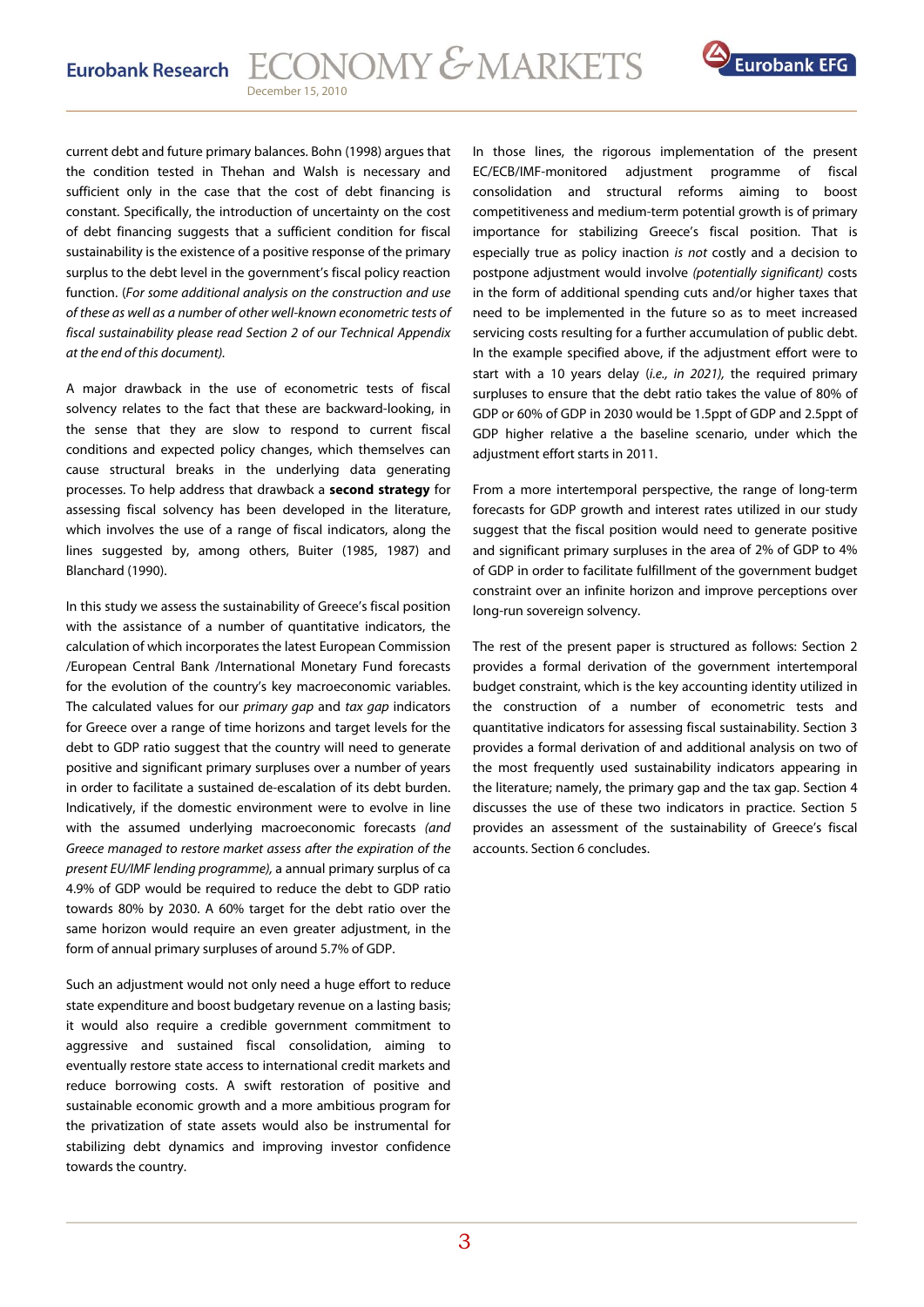current debt and future primary balances. Bohn (1998) argues that the condition tested in Thehan and Walsh is necessary and sufficient only in the case that the cost of debt financing is constant. Specifically, the introduction of uncertainty on the cost of debt financing suggests that a sufficient condition for fiscal sustainability is the existence of a positive response of the primary surplus to the debt level in the government's fiscal policy reaction function. (*For some additional analysis on the construction and use of these as well as a number of other well-known econometric tests of fiscal sustainability please read Section 2 of our Technical Appendix at the end of this document).*

A major drawback in the use of econometric tests of fiscal solvency relates to the fact that these are backward-looking, in the sense that they are slow to respond to current fiscal conditions and expected policy changes, which themselves can cause structural breaks in the underlying data generating processes. To help address that drawback a **second strategy** for assessing fiscal solvency has been developed in the literature, which involves the use of a range of fiscal indicators, along the lines suggested by, among others, Buiter (1985, 1987) and Blanchard (1990).

In this study we assess the sustainability of Greece's fiscal position with the assistance of a number of quantitative indicators, the calculation of which incorporates the latest European Commission /European Central Bank /International Monetary Fund forecasts for the evolution of the country's key macroeconomic variables. The calculated values for our *primary gap* and *tax gap* indicators for Greece over a range of time horizons and target levels for the debt to GDP ratio suggest that the country will need to generate positive and significant primary surpluses over a number of years in order to facilitate a sustained de-escalation of its debt burden. Indicatively, if the domestic environment were to evolve in line with the assumed underlying macroeconomic forecasts *(and Greece managed to restore market assess after the expiration of the present EU/IMF lending programme),* a annual primary surplus of ca 4.9% of GDP would be required to reduce the debt to GDP ratio towards 80% by 2030. A 60% target for the debt ratio over the same horizon would require an even greater adjustment, in the form of annual primary surpluses of around 5.7% of GDP.

Such an adjustment would not only need a huge effort to reduce state expenditure and boost budgetary revenue on a lasting basis; it would also require a credible government commitment to aggressive and sustained fiscal consolidation, aiming to eventually restore state access to international credit markets and reduce borrowing costs. A swift restoration of positive and sustainable economic growth and a more ambitious program for the privatization of state assets would also be instrumental for stabilizing debt dynamics and improving investor confidence towards the country.

In those lines, the rigorous implementation of the present EC/ECB/IMF-monitored adjustment programme of fiscal consolidation and structural reforms aiming to boost competitiveness and medium-term potential growth is of primary importance for stabilizing Greece's fiscal position. That is especially true as policy inaction *is not* costly and a decision to postpone adjustment would involve *(potentially significant)* costs in the form of additional spending cuts and/or higher taxes that need to be implemented in the future so as to meet increased servicing costs resulting for a further accumulation of public debt. In the example specified above, if the adjustment effort were to start with a 10 years delay (*i.e., in 2021),* the required primary surpluses to ensure that the debt ratio takes the value of 80% of GDP or 60% of GDP in 2030 would be 1.5ppt of GDP and 2.5ppt of GDP higher relative a the baseline scenario, under which the adjustment effort starts in 2011.

From a more intertemporal perspective, the range of long-term forecasts for GDP growth and interest rates utilized in our study suggest that the fiscal position would need to generate positive and significant primary surpluses in the area of 2% of GDP to 4% of GDP in order to facilitate fulfillment of the government budget constraint over an infinite horizon and improve perceptions over long-run sovereign solvency.

The rest of the present paper is structured as follows: Section 2 provides a formal derivation of the government intertemporal budget constraint, which is the key accounting identity utilized in the construction of a number of econometric tests and quantitative indicators for assessing fiscal sustainability. Section 3 provides a formal derivation of and additional analysis on two of the most frequently used sustainability indicators appearing in the literature; namely, the primary gap and the tax gap. Section 4 discusses the use of these two indicators in practice. Section 5 provides an assessment of the sustainability of Greece's fiscal accounts. Section 6 concludes.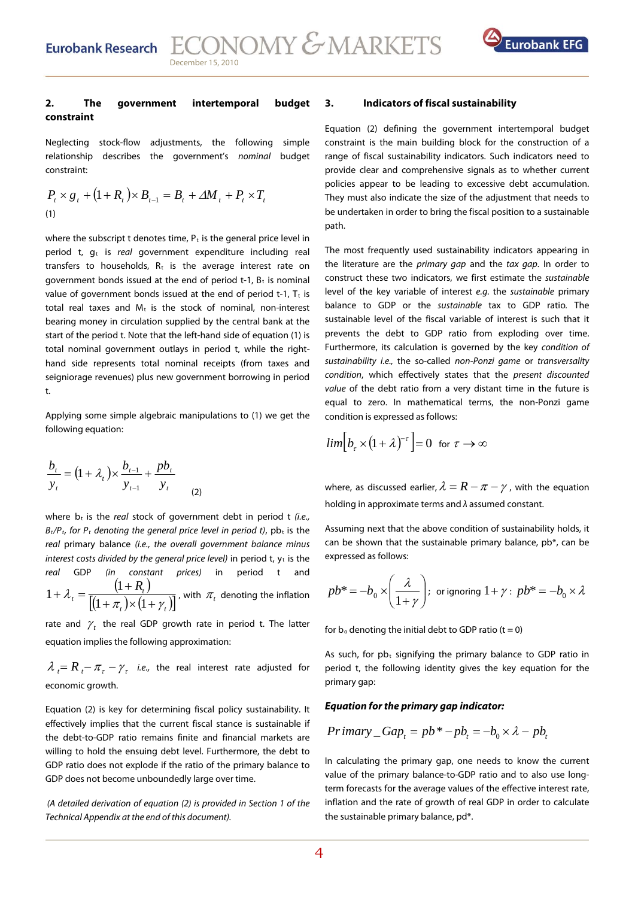## 2. The government intertemporal budget constraint

Neglecting stock-flow adjustments, the following simple relationship describes the government's *nominal* budget constraint:

$$P_t \times g_t + (1 + R_t) \times B_{t-1} = B_t + \Delta M_t + P_t \times T_t$$

(1)

where the subscript t denotes time, $P_t$ is the general price level in period t, $g_t$ is *real* government expenditure including real transfers to households, $R_t$ is the average interest rate on government bonds issued at the end of period t-1, $B_t$ is nominal value of government bonds issued at the end of period t-1, $T_t$ is total real taxes and $M_t$ is the stock of nominal, non-interest bearing money in circulation supplied by the central bank at the start of the period t. Note that the left-hand side of equation (1) is total nominal government outlays in period t, while the right-hand side represents total nominal receipts (from taxes and seigniorage revenues) plus new government borrowing in period t.

Applying some simple algebraic manipulations to (1) we get the following equation:

$$\frac{b_t}{y_t} = (1 + \lambda_t) \times \frac{b_{t-1}}{y_{t-1}} + \frac{pb_t}{y_t} \qquad (2)$$

where $b_t$ is the *real* stock of government debt in period t *(i.e., $B_t/P_t$, for $P_t$ denoting the general price level in period t)*, $pb_t$ is the *real* primary balance *(i.e., the overall government balance minus interest costs divided by the general price level)* in period t, $y_t$ is the *real* GDP *(in constant prices)* in period t and $1 + \lambda_t = \frac{(1 + R_t)}{[(1 + \pi_t) \times (1 + \gamma_t)]}$, with $\pi_t$ denoting the inflation rate and $\gamma_t$ the real GDP growth rate in period t. The latter equation implies the following approximation:

$\lambda_t = R_t - \pi_\tau - \gamma_\tau$ *i.e.,* the real interest rate adjusted for economic growth.

Equation (2) is key for determining fiscal policy sustainability. It effectively implies that the current fiscal stance is sustainable if the debt-to-GDP ratio remains finite and financial markets are willing to hold the ensuing debt level. Furthermore, the debt to GDP ratio does not explode if the ratio of the primary balance to GDP does not become unboundedly large over time.

*(A detailed derivation of equation (2) is provided in Section 1 of the Technical Appendix at the end of this document).*

## 3. Indicators of fiscal sustainability

Equation (2) defining the government intertemporal budget constraint is the main building block for the construction of a range of fiscal sustainability indicators. Such indicators need to provide clear and comprehensive signals as to whether current policies appear to be leading to excessive debt accumulation. They must also indicate the size of the adjustment that needs to be undertaken in order to bring the fiscal position to a sustainable path.

The most frequently used sustainability indicators appearing in the literature are the *primary gap* and the *tax gap*. In order to construct these two indicators, we first estimate the *sustainable* level of the key variable of interest *e.g.* the *sustainable* primary balance to GDP or the *sustainable* tax to GDP ratio. The sustainable level of the fiscal variable of interest is such that it prevents the debt to GDP ratio from exploding over time. Furthermore, its calculation is governed by the key *condition of sustainability i.e.,* the so-called *non-Ponzi game* or *transversality condition*, which effectively states that the *present discounted value* of the debt ratio from a very distant time in the future is equal to zero. In mathematical terms, the non-Ponzi game condition is expressed as follows:

$$lim\left[b_\tau \times (1 + \lambda)^{-\tau}\right] = 0 \text{ for } \tau \to \infty$$

where, as discussed earlier, $\lambda = R - \pi - \gamma$, with the equation holding in approximate terms and $\lambda$ assumed constant.

Assuming next that the above condition of sustainability holds, it can be shown that the sustainable primary balance, pb*, can be expressed as follows:

$$pb^* = -b_0 \times \left(\frac{\lambda}{1 + \gamma}\right); \text{ or ignoring } 1 + \gamma: \; pb^* = -b_0 \times \lambda$$

for $b_o$ denoting the initial debt to GDP ratio (t = 0)

As such, for $pb_t$ signifying the primary balance to GDP ratio in period t, the following identity gives the key equation for the primary gap:

***Equation for the primary gap indicator:***

$$Primary\_Gap_t = pb^* - pb_t = -b_0 \times \lambda - pb_t$$

In calculating the primary gap, one needs to know the current value of the primary balance-to-GDP ratio and to also use long-term forecasts for the average values of the effective interest rate, inflation and the rate of growth of real GDP in order to calculate the sustainable primary balance, pd*.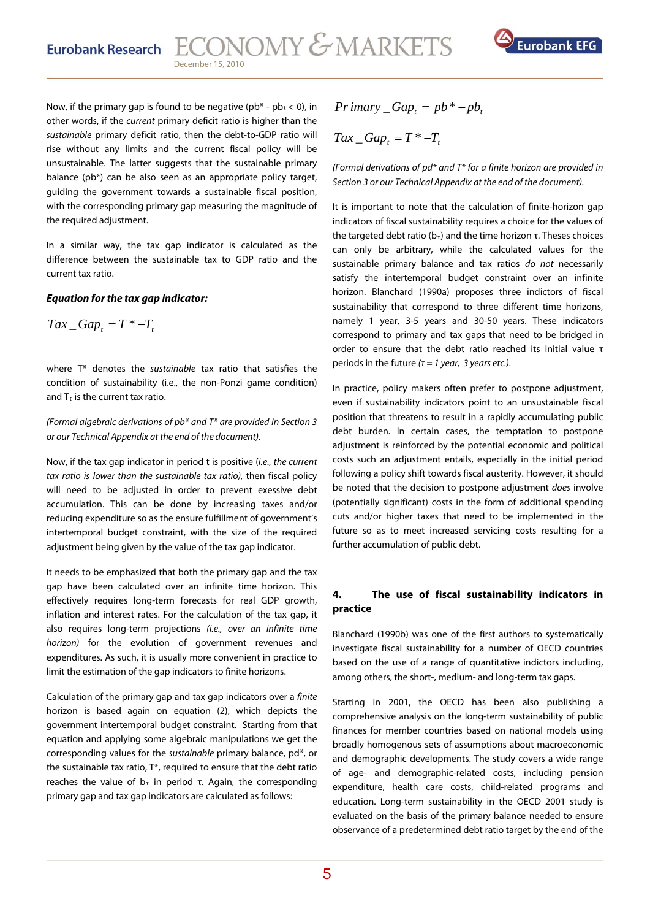Now, if the primary gap is found to be negative ($pb^* - pb_t < 0$), in other words, if the *current* primary deficit ratio is higher than the *sustainable* primary deficit ratio, then the debt-to-GDP ratio will rise without any limits and the current fiscal policy will be unsustainable. The latter suggests that the sustainable primary balance ($pb^*$) can be also seen as an appropriate policy target, guiding the government towards a sustainable fiscal position, with the corresponding primary gap measuring the magnitude of the required adjustment.

In a similar way, the tax gap indicator is calculated as the difference between the sustainable tax to GDP ratio and the current tax ratio.

***Equation for the tax gap indicator:***

$$Tax\_Gap_t = T^* - T_t$$

where $T^*$ denotes the *sustainable* tax ratio that satisfies the condition of sustainability (i.e., the non-Ponzi game condition) and $T_t$ is the current tax ratio.

*(Formal algebraic derivations of pb\* and T\* are provided in Section 3 or our Technical Appendix at the end of the document).*

Now, if the tax gap indicator in period t is positive (*i.e., the current tax ratio is lower than the sustainable tax ratio),* then fiscal policy will need to be adjusted in order to prevent exessive debt accumulation. This can be done by increasing taxes and/or reducing expenditure so as the ensure fulfillment of government's intertemporal budget constraint, with the size of the required adjustment being given by the value of the tax gap indicator.

It needs to be emphasized that both the primary gap and the tax gap have been calculated over an infinite time horizon. This effectively requires long-term forecasts for real GDP growth, inflation and interest rates. For the calculation of the tax gap, it also requires long-term projections *(i.e., over an infinite time horizon)* for the evolution of government revenues and expenditures. As such, it is usually more convenient in practice to limit the estimation of the gap indicators to finite horizons.

Calculation of the primary gap and tax gap indicators over a *finite* horizon is based again on equation (2), which depicts the government intertemporal budget constraint. Starting from that equation and applying some algebraic manipulations we get the corresponding values for the *sustainable* primary balance, pd\*, or the sustainable tax ratio, $T^*$, required to ensure that the debt ratio reaches the value of $b_\tau$ in period τ. Again, the corresponding primary gap and tax gap indicators are calculated as follows:

$$Primary\_Gap_t = pb^* - pb_t$$

$$Tax\_Gap_t = T^* - T_t$$

*(Formal derivations of pd\* and T\* for a finite horizon are provided in Section 3 or our Technical Appendix at the end of the document).*

It is important to note that the calculation of finite-horizon gap indicators of fiscal sustainability requires a choice for the values of the targeted debt ratio ($b_\tau$) and the time horizon τ. Theses choices can only be arbitrary, while the calculated values for the sustainable primary balance and tax ratios *do not* necessarily satisfy the intertemporal budget constraint over an infinite horizon. Blanchard (1990a) proposes three indictors of fiscal sustainability that correspond to three different time horizons, namely 1 year, 3-5 years and 30-50 years. These indicators correspond to primary and tax gaps that need to be bridged in order to ensure that the debt ratio reached its initial value τ periods in the future *(τ = 1 year, 3 years etc.).*

In practice, policy makers often prefer to postpone adjustment, even if sustainability indicators point to an unsustainable fiscal position that threatens to result in a rapidly accumulating public debt burden. In certain cases, the temptation to postpone adjustment is reinforced by the potential economic and political costs such an adjustment entails, especially in the initial period following a policy shift towards fiscal austerity. However, it should be noted that the decision to postpone adjustment *does* involve (potentially significant) costs in the form of additional spending cuts and/or higher taxes that need to be implemented in the future so as to meet increased servicing costs resulting for a further accumulation of public debt.

## 4. The use of fiscal sustainability indicators in practice

Blanchard (1990b) was one of the first authors to systematically investigate fiscal sustainability for a number of OECD countries based on the use of a range of quantitative indictors including, among others, the short-, medium- and long-term tax gaps.

Starting in 2001, the OECD has been also publishing a comprehensive analysis on the long-term sustainability of public finances for member countries based on national models using broadly homogenous sets of assumptions about macroeconomic and demographic developments. The study covers a wide range of age- and demographic-related costs, including pension expenditure, health care costs, child-related programs and education. Long-term sustainability in the OECD 2001 study is evaluated on the basis of the primary balance needed to ensure observance of a predetermined debt ratio target by the end of the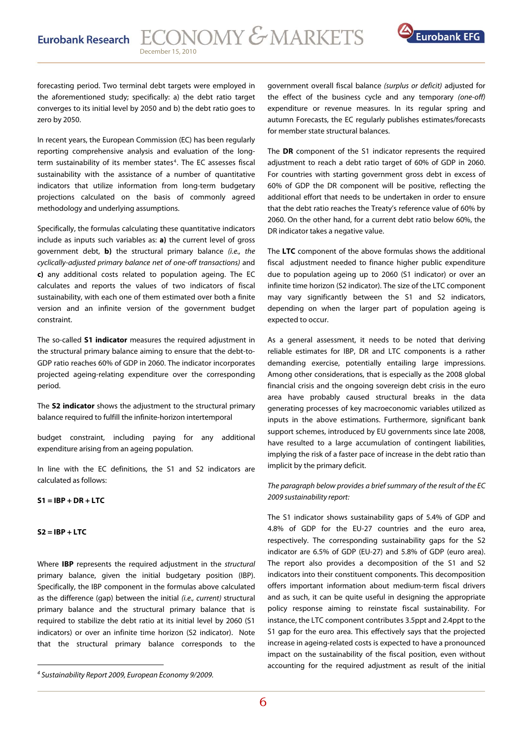forecasting period. Two terminal debt targets were employed in the aforementioned study; specifically: a) the debt ratio target converges to its initial level by 2050 and b) the debt ratio goes to zero by 2050.

In recent years, the European Commission (EC) has been regularly reporting comprehensive analysis and evaluation of the long-term sustainability of its member states[4]. The EC assesses fiscal sustainability with the assistance of a number of quantitative indicators that utilize information from long-term budgetary projections calculated on the basis of commonly agreed methodology and underlying assumptions.

Specifically, the formulas calculating these quantitative indicators include as inputs such variables as: **a)** the current level of gross government debt, **b)** the structural primary balance *(i.e., the cyclically-adjusted primary balance net of one-off transactions)* and **c)** any additional costs related to population ageing. The EC calculates and reports the values of two indicators of fiscal sustainability, with each one of them estimated over both a finite version and an infinite version of the government budget constraint.

The so-called **S1 indicator** measures the required adjustment in the structural primary balance aiming to ensure that the debt-to-GDP ratio reaches 60% of GDP in 2060. The indicator incorporates projected ageing-relating expenditure over the corresponding period.

The **S2 indicator** shows the adjustment to the structural primary balance required to fulfill the infinite-horizon intertemporal budget constraint, including paying for any additional expenditure arising from an ageing population.

In line with the EC definitions, the S1 and S2 indicators are calculated as follows:

**S1 = IBP + DR + LTC**

**S2 = IBP + LTC**

Where **IBP** represents the required adjustment in the *structural* primary balance, given the initial budgetary position (IBP). Specifically, the IBP component in the formulas above calculated as the difference (gap) between the initial *(i.e., current)* structural primary balance and the structural primary balance that is required to stabilize the debt ratio at its initial level by 2060 (S1 indicators) or over an infinite time horizon (S2 indicator). Note that the structural primary balance corresponds to the government overall fiscal balance *(surplus or deficit)* adjusted for the effect of the business cycle and any temporary *(one-off)* expenditure or revenue measures. In its regular spring and autumn Forecasts, the EC regularly publishes estimates/forecasts for member state structural balances.

The **DR** component of the S1 indicator represents the required adjustment to reach a debt ratio target of 60% of GDP in 2060. For countries with starting government gross debt in excess of 60% of GDP the DR component will be positive, reflecting the additional effort that needs to be undertaken in order to ensure that the debt ratio reaches the Treaty's reference value of 60% by 2060. On the other hand, for a current debt ratio below 60%, the DR indicator takes a negative value.

The **LTC** component of the above formulas shows the additional fiscal adjustment needed to finance higher public expenditure due to population ageing up to 2060 (S1 indicator) or over an infinite time horizon (S2 indicator). The size of the LTC component may vary significantly between the S1 and S2 indicators, depending on when the larger part of population ageing is expected to occur.

As a general assessment, it needs to be noted that deriving reliable estimates for IBP, DR and LTC components is a rather demanding exercise, potentially entailing large impressions. Among other considerations, that is especially as the 2008 global financial crisis and the ongoing sovereign debt crisis in the euro area have probably caused structural breaks in the data generating processes of key macroeconomic variables utilized as inputs in the above estimations. Furthermore, significant bank support schemes, introduced by EU governments since late 2008, have resulted to a large accumulation of contingent liabilities, implying the risk of a faster pace of increase in the debt ratio than implicit by the primary deficit.

*The paragraph below provides a brief summary of the result of the EC 2009 sustainability report:*

The S1 indicator shows sustainability gaps of 5.4% of GDP and 4.8% of GDP for the EU-27 countries and the euro area, respectively. The corresponding sustainability gaps for the S2 indicator are 6.5% of GDP (EU-27) and 5.8% of GDP (euro area). The report also provides a decomposition of the S1 and S2 indicators into their constituent components. This decomposition offers important information about medium-term fiscal drivers and as such, it can be quite useful in designing the appropriate policy response aiming to reinstate fiscal sustainability. For instance, the LTC component contributes 3.5ppt and 2.4ppt to the S1 gap for the euro area. This effectively says that the projected increase in ageing-related costs is expected to have a pronounced impact on the sustainability of the fiscal position, even without accounting for the required adjustment as result of the initial

[4] *Sustainability Report 2009, European Economy 9/2009.*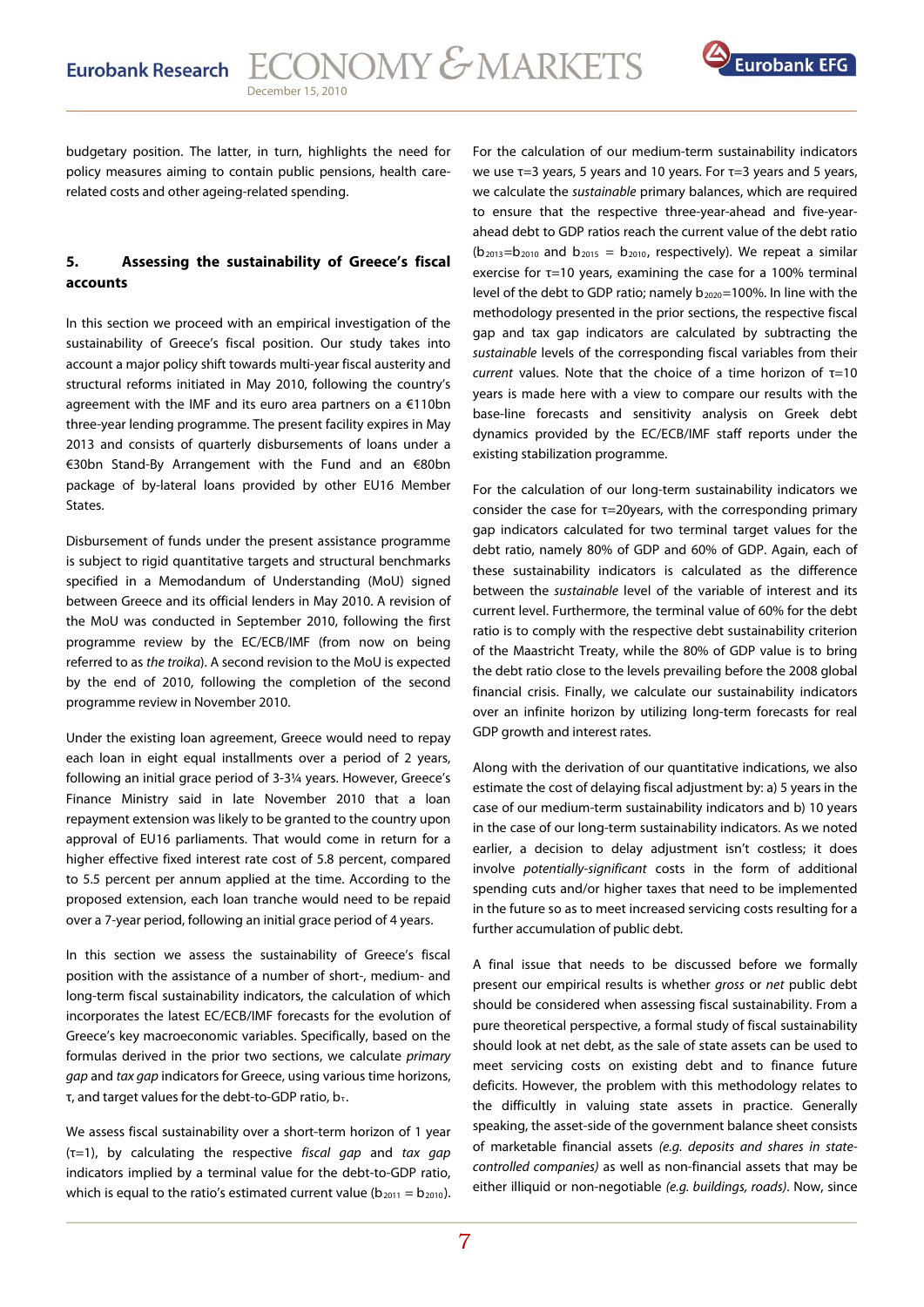budgetary position. The latter, in turn, highlights the need for policy measures aiming to contain public pensions, health care-related costs and other ageing-related spending.

## 5. Assessing the sustainability of Greece's fiscal accounts

In this section we proceed with an empirical investigation of the sustainability of Greece's fiscal position. Our study takes into account a major policy shift towards multi-year fiscal austerity and structural reforms initiated in May 2010, following the country's agreement with the IMF and its euro area partners on a €110bn three-year lending programme. The present facility expires in May 2013 and consists of quarterly disbursements of loans under a €30bn Stand-By Arrangement with the Fund and an €80bn package of by-lateral loans provided by other EU16 Member States.

Disbursement of funds under the present assistance programme is subject to rigid quantitative targets and structural benchmarks specified in a Memodandum of Understanding (MoU) signed between Greece and its official lenders in May 2010. A revision of the MoU was conducted in September 2010, following the first programme review by the EC/ECB/IMF (from now on being referred to as *the troika*). A second revision to the MoU is expected by the end of 2010, following the completion of the second programme review in November 2010.

Under the existing loan agreement, Greece would need to repay each loan in eight equal installments over a period of 2 years, following an initial grace period of 3-3¼ years. However, Greece's Finance Ministry said in late November 2010 that a loan repayment extension was likely to be granted to the country upon approval of EU16 parliaments. That would come in return for a higher effective fixed interest rate cost of 5.8 percent, compared to 5.5 percent per annum applied at the time. According to the proposed extension, each loan tranche would need to be repaid over a 7-year period, following an initial grace period of 4 years.

In this section we assess the sustainability of Greece's fiscal position with the assistance of a number of short-, medium- and long-term fiscal sustainability indicators, the calculation of which incorporates the latest EC/ECB/IMF forecasts for the evolution of Greece's key macroeconomic variables. Specifically, based on the formulas derived in the prior two sections, we calculate *primary gap* and *tax gap* indicators for Greece, using various time horizons, $\tau$, and target values for the debt-to-GDP ratio, $b_\tau$.

We assess fiscal sustainability over a short-term horizon of 1 year ($\tau$=1), by calculating the respective *fiscal gap* and *tax gap* indicators implied by a terminal value for the debt-to-GDP ratio, which is equal to the ratio's estimated current value ($b_{2011} = b_{2010}$).

For the calculation of our medium-term sustainability indicators we use $\tau$=3 years, 5 years and 10 years. For $\tau$=3 years and 5 years, we calculate the *sustainable* primary balances, which are required to ensure that the respective three-year-ahead and five-year-ahead debt to GDP ratios reach the current value of the debt ratio ($b_{2013}=b_{2010}$ and $b_{2015} = b_{2010}$, respectively). We repeat a similar exercise for $\tau$=10 years, examining the case for a 100% terminal level of the debt to GDP ratio; namely $b_{2020}$=100%. In line with the methodology presented in the prior sections, the respective fiscal gap and tax gap indicators are calculated by subtracting the *sustainable* levels of the corresponding fiscal variables from their *current* values. Note that the choice of a time horizon of $\tau$=10 years is made here with a view to compare our results with the base-line forecasts and sensitivity analysis on Greek debt dynamics provided by the EC/ECB/IMF staff reports under the existing stabilization programme.

For the calculation of our long-term sustainability indicators we consider the case for $\tau$=20years, with the corresponding primary gap indicators calculated for two terminal target values for the debt ratio, namely 80% of GDP and 60% of GDP. Again, each of these sustainability indicators is calculated as the difference between the *sustainable* level of the variable of interest and its current level. Furthermore, the terminal value of 60% for the debt ratio is to comply with the respective debt sustainability criterion of the Maastricht Treaty, while the 80% of GDP value is to bring the debt ratio close to the levels prevailing before the 2008 global financial crisis. Finally, we calculate our sustainability indicators over an infinite horizon by utilizing long-term forecasts for real GDP growth and interest rates.

Along with the derivation of our quantitative indications, we also estimate the cost of delaying fiscal adjustment by: a) 5 years in the case of our medium-term sustainability indicators and b) 10 years in the case of our long-term sustainability indicators. As we noted earlier, a decision to delay adjustment isn't costless; it does involve *potentially-significant* costs in the form of additional spending cuts and/or higher taxes that need to be implemented in the future so as to meet increased servicing costs resulting for a further accumulation of public debt.

A final issue that needs to be discussed before we formally present our empirical results is whether *gross* or *net* public debt should be considered when assessing fiscal sustainability. From a pure theoretical perspective, a formal study of fiscal sustainability should look at net debt, as the sale of state assets can be used to meet servicing costs on existing debt and to finance future deficits. However, the problem with this methodology relates to the difficultiy in valuing state assets in practice. Generally speaking, the asset-side of the government balance sheet consists of marketable financial assets *(e.g. deposits and shares in state-controlled companies)* as well as non-financial assets that may be either illiquid or non-negotiable *(e.g. buildings, roads)*. Now, since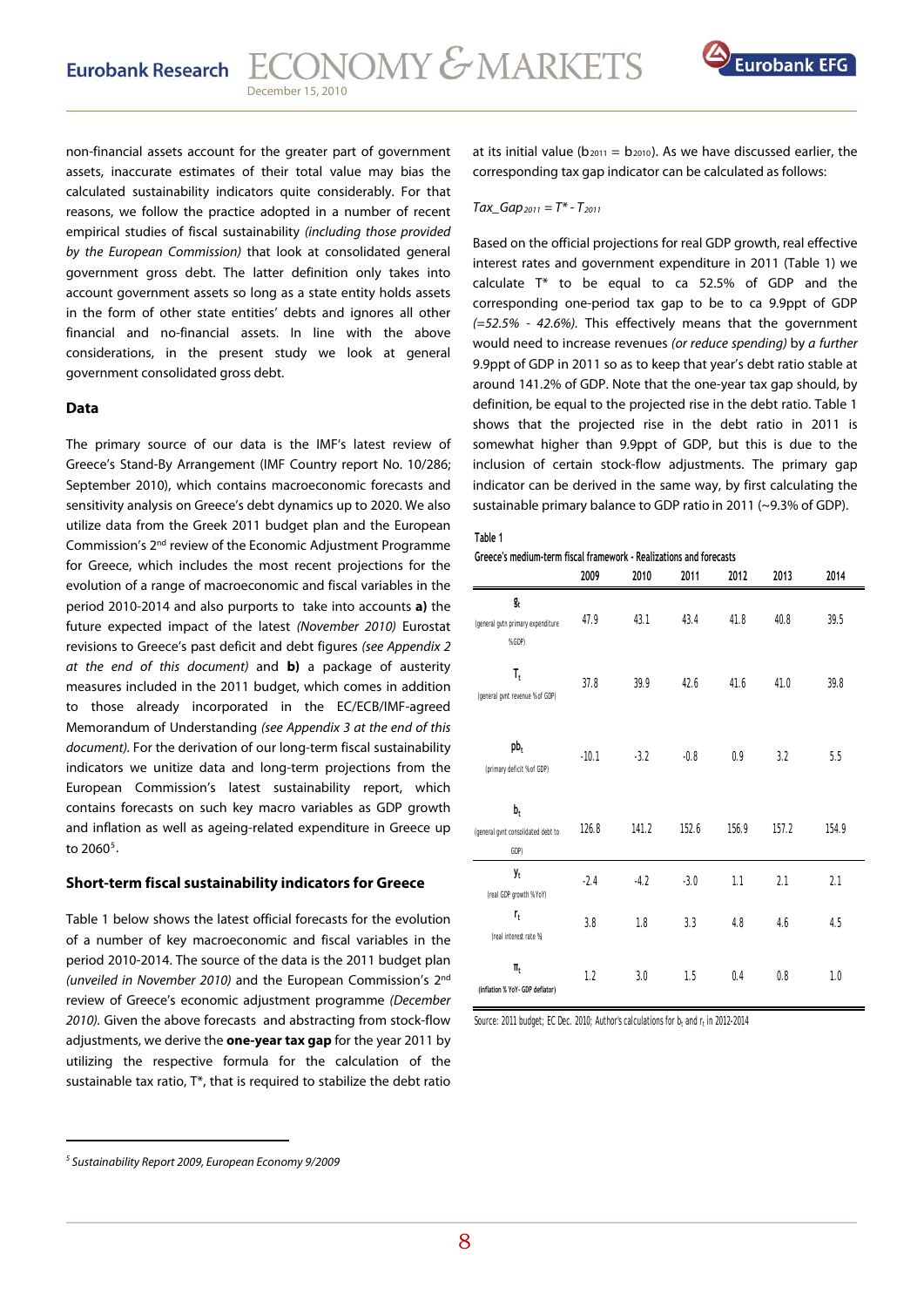non-financial assets account for the greater part of government assets, inaccurate estimates of their total value may bias the calculated sustainability indicators quite considerably. For that reasons, we follow the practice adopted in a number of recent empirical studies of fiscal sustainability *(including those provided by the European Commission)* that look at consolidated general government gross debt. The latter definition only takes into account government assets so long as a state entity holds assets in the form of other state entities' debts and ignores all other financial and no-financial assets. In line with the above considerations, in the present study we look at general government consolidated gross debt.

### Data

The primary source of our data is the IMF's latest review of Greece's Stand-By Arrangement (IMF Country report No. 10/286; September 2010), which contains macroeconomic forecasts and sensitivity analysis on Greece's debt dynamics up to 2020. We also utilize data from the Greek 2011 budget plan and the European Commission's 2[nd] review of the Economic Adjustment Programme for Greece, which includes the most recent projections for the evolution of a range of macroeconomic and fiscal variables in the period 2010-2014 and also purports to take into accounts **a)** the future expected impact of the latest *(November 2010)* Eurostat revisions to Greece's past deficit and debt figures *(see Appendix 2 at the end of this document)* and **b)** a package of austerity measures included in the 2011 budget, which comes in addition to those already incorporated in the EC/ECB/IMF-agreed Memorandum of Understanding *(see Appendix 3 at the end of this document)*. For the derivation of our long-term fiscal sustainability indicators we unitize data and long-term projections from the European Commission's latest sustainability report, which contains forecasts on such key macro variables as GDP growth and inflation as well as ageing-related expenditure in Greece up to 2060[5].

### Short-term fiscal sustainability indicators for Greece

Table 1 below shows the latest official forecasts for the evolution of a number of key macroeconomic and fiscal variables in the period 2010-2014. The source of the data is the 2011 budget plan *(unveiled in November 2010)* and the European Commission's 2[nd] review of Greece's economic adjustment programme *(December 2010)*. Given the above forecasts and abstracting from stock-flow adjustments, we derive the **one-year tax gap** for the year 2011 by utilizing the respective formula for the calculation of the sustainable tax ratio, $T^*$, that is required to stabilize the debt ratio at its initial value ($b_{2011} = b_{2010}$). As we have discussed earlier, the corresponding tax gap indicator can be calculated as follows:

$$Tax\_Gap_{2011} = T^* - T_{2011}$$

Based on the official projections for real GDP growth, real effective interest rates and government expenditure in 2011 (Table 1) we calculate $T^*$ to be equal to ca 52.5% of GDP and the corresponding one-period tax gap to be to ca 9.9ppt of GDP *(=52.5% - 42.6%)*. This effectively means that the government would need to increase revenues *(or reduce spending)* by *a further* 9.9ppt of GDP in 2011 so as to keep that year's debt ratio stable at around 141.2% of GDP. Note that the one-year tax gap should, by definition, be equal to the projected rise in the debt ratio. Table 1 shows that the projected rise in the debt ratio in 2011 is somewhat higher than 9.9ppt of GDP, but this is due to the inclusion of certain stock-flow adjustments. The primary gap indicator can be derived in the same way, by first calculating the sustainable primary balance to GDP ratio in 2011 (~9.3% of GDP).

**Table 1**

**Greece's medium-term fiscal framework - Realizations and forecasts**

| | 2009 | 2010 | 2011 | 2012 | 2013 | 2014 |
|---|---|---|---|---|---|---|
| $g_t$ (general gvtn primary expenditure %GDP) | 47.9 | 43.1 | 43.4 | 41.8 | 40.8 | 39.5 |
| $T_t$ (general gvnt revenue % of GDP) | 37.8 | 39.9 | 42.6 | 41.6 | 41.0 | 39.8 |
| $pb_t$ (primary deficit % of GDP) | -10.1 | -3.2 | -0.8 | 0.9 | 3.2 | 5.5 |
| $b_t$ (general gvnt consolidated debt to GDP) | 126.8 | 141.2 | 152.6 | 156.9 | 157.2 | 154.9 |
| $y_t$ (real GDP growth % YoY) | -2.4 | -4.2 | -3.0 | 1.1 | 2.1 | 2.1 |
| $r_t$ (real interest rate %) | 3.8 | 1.8 | 3.3 | 4.8 | 4.6 | 4.5 |
| $\pi_t$ (inflation % YoY- GDP deflator) | 1.2 | 3.0 | 1.5 | 0.4 | 0.8 | 1.0 |

Source: 2011 budget; EC Dec. 2010; Author's calculations for $b_t$ and $r_t$ in 2012-2014

---

[5] *Sustainability Report 2009, European Economy 9/2009*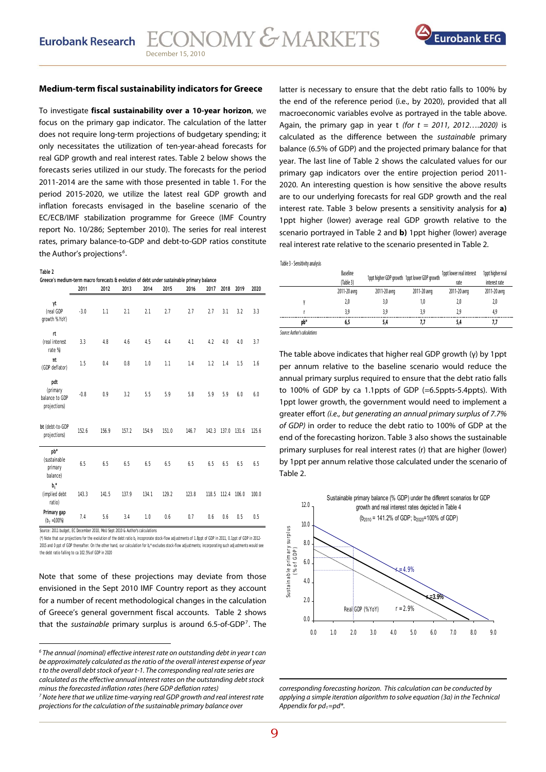### Medium-term fiscal sustainability indicators for Greece

To investigate **fiscal sustainability over a 10-year horizon**, we focus on the primary gap indicator. The calculation of the latter does not require long-term projections of budgetary spending; it only necessitates the utilization of ten-year-ahead forecasts for real GDP growth and real interest rates. Table 2 below shows the forecasts series utilized in our study. The forecasts for the period 2011-2014 are the same with those presented in table 1. For the period 2015-2020, we utilize the latest real GDP growth and inflation forecasts envisaged in the baseline scenario of the EC/ECB/IMF stabilization programme for Greece (IMF Country report No. 10/286; September 2010). The series for real interest rates, primary balance-to-GDP and debt-to-GDP ratios constitute the Author's projections[6].

Table 2

Greece's medium-term macro forecasts & evolution of debt under sustainable primary balance

| | 2011 | 2012 | 2013 | 2014 | 2015 | 2016 | 2017 | 2018 | 2019 | 2020 |
|---|---|---|---|---|---|---|---|---|---|---|
| γt (real GDP growth % YoY) | -3.0 | 1.1 | 2.1 | 2.1 | 2.7 | 2.7 | 2.7 | 3.1 | 3.2 | 3.3 |
| rt (real interest rate %) | 3.3 | 4.8 | 4.6 | 4.5 | 4.4 | 4.1 | 4.2 | 4.0 | 4.0 | 3.7 |
| πt (GDP deflator) | 1.5 | 0.4 | 0.8 | 1.0 | 1.1 | 1.4 | 1.2 | 1.4 | 1.5 | 1.6 |
| pdt (primary balance to GDP projections) | -0.8 | 0.9 | 3.2 | 5.5 | 5.9 | 5.8 | 5.9 | 5.9 | 6.0 | 6.0 |
| bt (debt-to-GDP projections) | 152.6 | 156.9 | 157.2 | 154.9 | 151.0 | 146.7 | 142.3 | 137.0 | 131.6 | 125.6 |
| pb* (sustainable primary balance) | 6.5 | 6.5 | 6.5 | 6.5 | 6.5 | 6.5 | 6.5 | 6.5 | 6.5 | 6.5 |
| $b_t$* (implied debt ratio) | 143.3 | 141.5 | 137.9 | 134.1 | 129.2 | 123.8 | 118.5 | 112.4 | 106.0 | 100.0 |
| **Primary gap** ($b_T$ =100%) | 7.4 | 5.6 | 3.4 | 1.0 | 0.6 | 0.7 | 0.6 | 0.6 | 0.5 | 0.5 |

Source: 2011 budget, EC December 2010, MoU Sept 2010 & Author's calculations

(*) Note that our projections for the evolution of the debt ratio $b_t$ incorporate stock-flow adjustments of 1.8ppt of GDP in 2011, 0.1ppt of GDP in 2012-2015 and 0 ppt of GDP thereafter. On the other hand, our calculation for $b_t$* excludes stock-flow adjustments; incorporating such adjustments would see the debt ratio falling to ca 102.5% of GDP in 2020

Note that some of these projections may deviate from those envisioned in the Sept 2010 IMF Country report as they account for a number of recent methodological changes in the calculation of Greece's general government fiscal accounts. Table 2 shows that the *sustainable* primary surplus is around 6.5-of-GDP[7]. The latter is necessary to ensure that the debt ratio falls to 100% by the end of the reference period (i.e., by 2020), provided that all macroeconomic variables evolve as portrayed in the table above. Again, the primary gap in year t *(for t = 2011, 2012….2020)* is calculated as the difference between the *sustainable* primary balance (6.5% of GDP) and the projected primary balance for that year. The last line of Table 2 shows the calculated values for our primary gap indicators over the entire projection period 2011-2020. An interesting question is how sensitive the above results are to our underlying forecasts for real GDP growth and the real interest rate. Table 3 below presents a sensitivity analysis for **a)** 1ppt higher (lower) average real GDP growth relative to the scenario portrayed in Table 2 and **b)** 1ppt higher (lower) average real interest rate relative to the scenario presented in Table 2.

Table 3 - Sensitivity analysis

| | Baseline (Table 3) | 1ppt higher GDP growth | 1ppt lower GDP growth | 1ppt lower real interest rate | 1ppt higher real interest rate |
|---|---|---|---|---|---|
| | 2011-20 avrg | 2011-20 avrg | 2011-20 avrg | 2011-20 avrg | 2011-20 avrg |
| γ | 2,0 | 3,0 | 1,0 | 2,0 | 2,0 |
| r | 3,9 | 3,9 | 3,9 | 2,9 | 4,9 |
| **pb*** | **6,5** | **5,4** | **7,7** | **5,4** | **7,7** |

Source: Author's calculations

The table above indicates that higher real GDP growth (γ) by 1ppt per annum relative to the baseline scenario would reduce the annual primary surplus required to ensure that the debt ratio falls to 100% of GDP by ca 1.1ppts of GDP (=6.5ppts-5.4ppts). With 1ppt lower growth, the government would need to implement a greater effort *(i.e., but generating an annual primary surplus of 7.7% of GDP)* in order to reduce the debt ratio to 100% of GDP at the end of the forecasting horizon. Table 3 also shows the sustainable primary surpluses for real interest rates (r) that are higher (lower) by 1ppt per annum relative those calculated under the scenario of Table 2.

Sustainable primary balance (% GDP) under the different scenarios for GDP growth and real interest rates depicted in Table 4 ($b_{2010}$ = 141.2% of GDP; $b_{2020}$=100% of GDP)

---

[6] The annual (nominal) effective interest rate on outstanding debt in year t can be approximately calculated as the ratio of the overall interest expense of year t to the overall debt stock of year t-1. The corresponding real rate series are calculated as the effective annual interest rates on the outstanding debt stock minus the forecasted inflation rates (here GDP deflation rates)

[7] Note here that we utilize time-varying real GDP growth and real interest rate projections for the calculation of the sustainable primary balance over corresponding forecasting horizon. This calculation can be conducted by applying a simple iteration algorithm to solve equation (3a) in the Technical Appendix for $pd_t$=pd*.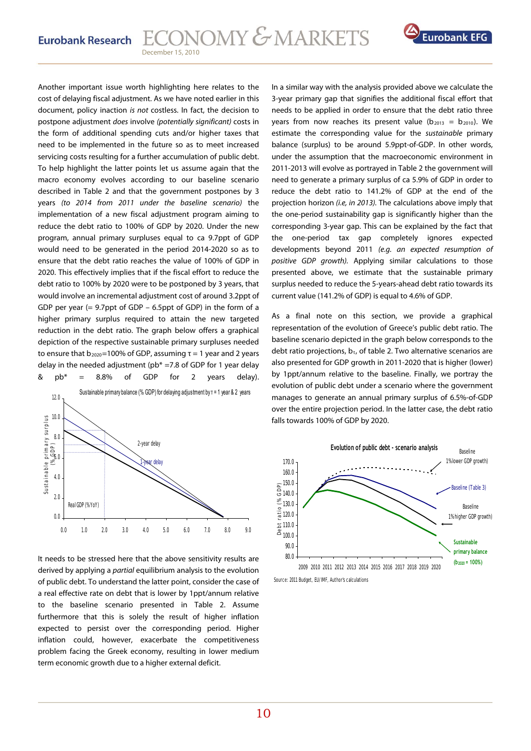Another important issue worth highlighting here relates to the cost of delaying fiscal adjustment. As we have noted earlier in this document, policy inaction *is not* costless. In fact, the decision to postpone adjustment *does* involve *(potentially significant)* costs in the form of additional spending cuts and/or higher taxes that need to be implemented in the future so as to meet increased servicing costs resulting for a further accumulation of public debt. To help highlight the latter points let us assume again that the macro economy evolves according to our baseline scenario described in Table 2 and that the government postpones by 3 years, *(to 2014 from 2011 under the baseline scenario)* the implementation of a new fiscal adjustment program aiming to reduce the debt ratio to 100% of GDP by 2020. Under the new program, annual primary surpluses equal to ca 9.7ppt of GDP would need to be generated in the period 2014-2020 so as to ensure that the debt ratio reaches the value of 100% of GDP in 2020. This effectively implies that if the fiscal effort to reduce the debt ratio to 100% by 2020 were to be postponed by 3 years, that would involve an incremental adjustment cost of around 3.2ppt of GDP per year (= 9.7ppt of GDP – 6.5ppt of GDP) in the form of a higher primary surplus required to attain the new targeted reduction in the debt ratio. The graph below offers a graphical depiction of the respective sustainable primary surpluses needed to ensure that $b_{2020}$=100% of GDP, assuming $\tau$ = 1 year and 2 years delay in the needed adjustment (pb* =7.8 of GDP for 1 year delay & pb* = 8.8% of GDP for 2 years delay).

Sustainable primary balance (% GDP) for delaying adjustment by $\tau$ = 1 year & 2 years

It needs to be stressed here that the above sensitivity results are derived by applying a *partial* equilibrium analysis to the evolution of public debt. To understand the latter point, consider the case of a real effective rate on debt that is lower by 1ppt/annum relative to the baseline scenario presented in Table 2. Assume furthermore that this is solely the result of higher inflation expected to persist over the corresponding period. Higher inflation could, however, exacerbate the competitiveness problem facing the Greek economy, resulting in lower medium term economic growth due to a higher external deficit.

In a similar way with the analysis provided above we calculate the 3-year primary gap that signifies the additional fiscal effort that needs to be applied in order to ensure that the debt ratio three years from now reaches its present value ($b_{2013}$ = $b_{2010}$). We estimate the corresponding value for the *sustainable* primary balance (surplus) to be around 5.9ppt-of-GDP. In other words, under the assumption that the macroeconomic environment in 2011-2013 will evolve as portrayed in Table 2 the government will need to generate a primary surplus of ca 5.9% of GDP in order to reduce the debt ratio to 141.2% of GDP at the end of the projection horizon *(i.e, in 2013)*. The calculations above imply that the one-period sustainability gap is significantly higher than the corresponding 3-year gap. This can be explained by the fact that the one-period tax gap completely ignores expected developments beyond 2011 *(e.g. an expected resumption of positive GDP growth)*. Applying similar calculations to those presented above, we estimate that the sustainable primary surplus needed to reduce the 5-years-ahead debt ratio towards its current value (141.2% of GDP) is equal to 4.6% of GDP.

As a final note on this section, we provide a graphical representation of the evolution of Greece's public debt ratio. The baseline scenario depicted in the graph below corresponds to the debt ratio projections, $b_t$, of table 2. Two alternative scenarios are also presented for GDP growth in 2011-2020 that is higher (lower) by 1ppt/annum relative to the baseline. Finally, we portray the evolution of public debt under a scenario where the government manages to generate an annual primary surplus of 6.5%-of-GDP over the entire projection period. In the latter case, the debt ratio falls towards 100% of GDP by 2020.

Evolution of public debt - scenario analysis

Source: 2011 Budget, EU/IMF, Author's calculations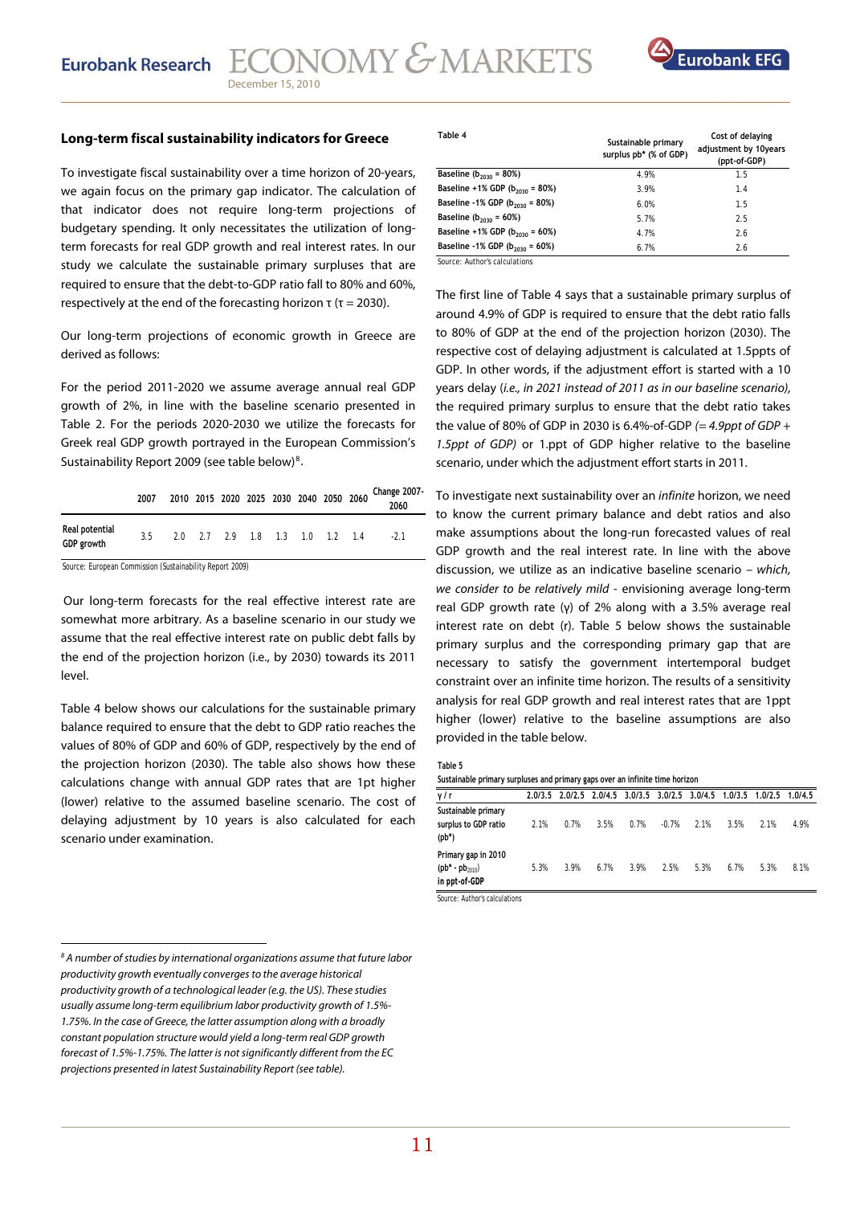### Long-term fiscal sustainability indicators for Greece

To investigate fiscal sustainability over a time horizon of 20-years, we again focus on the primary gap indicator. The calculation of that indicator does not require long-term projections of budgetary spending. It only necessitates the utilization of long-term forecasts for real GDP growth and real interest rates. In our study we calculate the sustainable primary surpluses that are required to ensure that the debt-to-GDP ratio fall to 80% and 60%, respectively at the end of the forecasting horizon $\tau$ ($\tau$ = 2030).

Our long-term projections of economic growth in Greece are derived as follows:

For the period 2011-2020 we assume average annual real GDP growth of 2%, in line with the baseline scenario presented in Table 2. For the periods 2020-2030 we utilize the forecasts for Greek real GDP growth portrayed in the European Commission's Sustainability Report 2009 (see table below)[8].

| | 2007 | 2010 | 2015 | 2020 | 2025 | 2030 | 2040 | 2050 | 2060 | Change 2007-2060 |
|---|---|---|---|---|---|---|---|---|---|---|
| Real potential GDP growth | 3.5 | 2.0 | 2.7 | 2.9 | 1.8 | 1.3 | 1.0 | 1.2 | 1.4 | -2.1 |

Source: European Commission (Sustainability Report 2009)

Our long-term forecasts for the real effective interest rate are somewhat more arbitrary. As a baseline scenario in our study we assume that the real effective interest rate on public debt falls by the end of the projection horizon (i.e., by 2030) towards its 2011 level.

Table 4 below shows our calculations for the sustainable primary balance required to ensure that the debt to GDP ratio reaches the values of 80% of GDP and 60% of GDP, respectively by the end of the projection horizon (2030). The table also shows how these calculations change with annual GDP rates that are 1pt higher (lower) relative to the assumed baseline scenario. The cost of delaying adjustment by 10 years is also calculated for each scenario under examination.

Table 4

| | Sustainable primary surplus pb* (% of GDP) | Cost of delaying adjustment by 10years (ppt-of-GDP) |
|---|---|---|
| Baseline ($b_{2030}$ = 80%) | 4.9% | 1.5 |
| Baseline +1% GDP ($b_{2030}$ = 80%) | 3.9% | 1.4 |
| Baseline -1% GDP ($b_{2030}$ = 80%) | 6.0% | 1.5 |
| Baseline ($b_{2030}$ = 60%) | 5.7% | 2.5 |
| Baseline +1% GDP ($b_{2030}$ = 60%) | 4.7% | 2.6 |
| Baseline -1% GDP ($b_{2030}$ = 60%) | 6.7% | 2.6 |

Source: Author's calculations

The first line of Table 4 says that a sustainable primary surplus of around 4.9% of GDP is required to ensure that the debt ratio falls to 80% of GDP at the end of the projection horizon (2030). The respective cost of delaying adjustment is calculated at 1.5ppts of GDP. In other words, if the adjustment effort is started with a 10 years delay (*i.e., in 2021 instead of 2011 as in our baseline scenario),* the required primary surplus to ensure that the debt ratio takes the value of 80% of GDP in 2030 is 6.4%-of-GDP *(= 4.9ppt of GDP + 1.5ppt of GDP)* or 1.ppt of GDP higher relative to the baseline scenario, under which the adjustment effort starts in 2011.

To investigate next sustainability over an *infinite* horizon, we need to know the current primary balance and debt ratios and also make assumptions about the long-run forecasted values of real GDP growth and the real interest rate. In line with the above discussion, we utilize as an indicative baseline scenario – *which, we consider to be relatively mild* - envisioning average long-term real GDP growth rate ($\gamma$) of 2% along with a 3.5% average real interest rate on debt (r). Table 5 below shows the sustainable primary surplus and the corresponding primary gap that are necessary to satisfy the government intertemporal budget constraint over an infinite time horizon. The results of a sensitivity analysis for real GDP growth and real interest rates that are 1ppt higher (lower) relative to the baseline assumptions are also provided in the table below.

Table 5

Sustainable primary surpluses and primary gaps over an infinite time horizon

| $\gamma$ / r | 2.0/3.5 | 2.0/2.5 | 2.0/4.5 | 3.0/3.5 | 3.0/2.5 | 3.0/4.5 | 1.0/3.5 | 1.0/2.5 | 1.0/4.5 |
|---|---|---|---|---|---|---|---|---|---|
| Sustainable primary surplus to GDP ratio (pb*) | 2.1% | 0.7% | 3.5% | 0.7% | -0.7% | 2.1% | 3.5% | 2.1% | 4.9% |
| Primary gap in 2010 ($pb^* - pb_{2010}$) in ppt-of-GDP | 5.3% | 3.9% | 6.7% | 3.9% | 2.5% | 5.3% | 6.7% | 5.3% | 8.1% |

Source: Author's calculations

[8] *A number of studies by international organizations assume that future labor productivity growth eventually converges to the average historical productivity growth of a technological leader (e.g. the US). These studies usually assume long-term equilibrium labor productivity growth of 1.5%-1.75%. In the case of Greece, the latter assumption along with a broadly constant population structure would yield a long-term real GDP growth forecast of 1.5%-1.75%. The latter is not significantly different from the EC projections presented in latest Sustainability Report (see table).*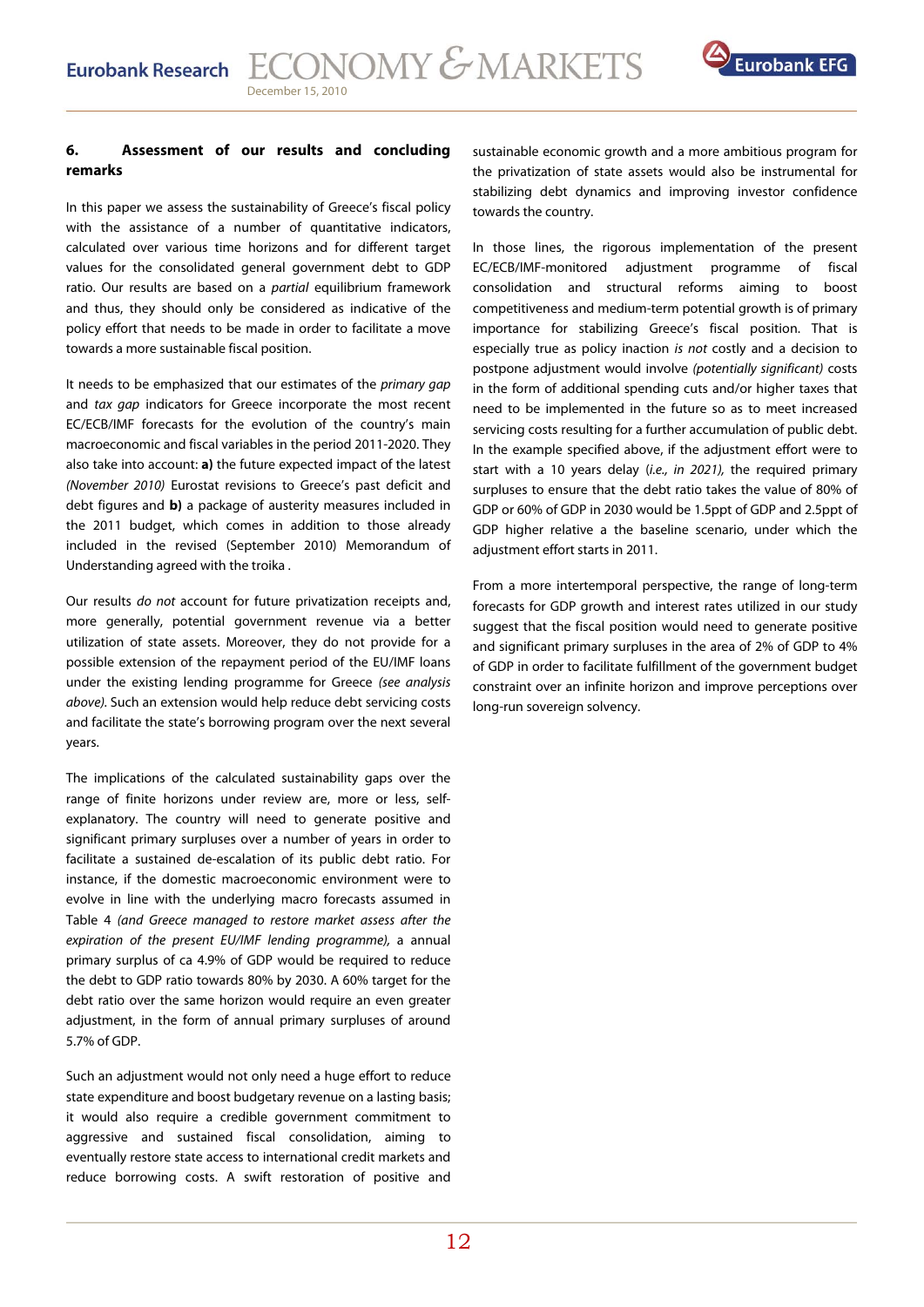## 6. Assessment of our results and concluding remarks

In this paper we assess the sustainability of Greece's fiscal policy with the assistance of a number of quantitative indicators, calculated over various time horizons and for different target values for the consolidated general government debt to GDP ratio. Our results are based on a *partial* equilibrium framework and thus, they should only be considered as indicative of the policy effort that needs to be made in order to facilitate a move towards a more sustainable fiscal position.

It needs to be emphasized that our estimates of the *primary gap* and *tax gap* indicators for Greece incorporate the most recent EC/ECB/IMF forecasts for the evolution of the country's main macroeconomic and fiscal variables in the period 2011-2020. They also take into account: **a)** the future expected impact of the latest *(November 2010)* Eurostat revisions to Greece's past deficit and debt figures and **b)** a package of austerity measures included in the 2011 budget, which comes in addition to those already included in the revised (September 2010) Memorandum of Understanding agreed with the troika .

Our results *do not* account for future privatization receipts and, more generally, potential government revenue via a better utilization of state assets. Moreover, they do not provide for a possible extension of the repayment period of the EU/IMF loans under the existing lending programme for Greece *(see analysis above)*. Such an extension would help reduce debt servicing costs and facilitate the state's borrowing program over the next several years.

The implications of the calculated sustainability gaps over the range of finite horizons under review are, more or less, self-explanatory. The country will need to generate positive and significant primary surpluses over a number of years in order to facilitate a sustained de-escalation of its public debt ratio. For instance, if the domestic macroeconomic environment were to evolve in line with the underlying macro forecasts assumed in Table 4 *(and Greece managed to restore market assess after the expiration of the present EU/IMF lending programme)*, a annual primary surplus of ca 4.9% of GDP would be required to reduce the debt to GDP ratio towards 80% by 2030. A 60% target for the debt ratio over the same horizon would require an even greater adjustment, in the form of annual primary surpluses of around 5.7% of GDP.

Such an adjustment would not only need a huge effort to reduce state expenditure and boost budgetary revenue on a lasting basis; it would also require a credible government commitment to aggressive and sustained fiscal consolidation, aiming to eventually restore state access to international credit markets and reduce borrowing costs. A swift restoration of positive and sustainable economic growth and a more ambitious program for the privatization of state assets would also be instrumental for stabilizing debt dynamics and improving investor confidence towards the country.

In those lines, the rigorous implementation of the present EC/ECB/IMF-monitored adjustment programme of fiscal consolidation and structural reforms aiming to boost competitiveness and medium-term potential growth is of primary importance for stabilizing Greece's fiscal position. That is especially true as policy inaction *is not* costly and a decision to postpone adjustment would involve *(potentially significant)* costs in the form of additional spending cuts and/or higher taxes that need to be implemented in the future so as to meet increased servicing costs resulting for a further accumulation of public debt. In the example specified above, if the adjustment effort were to start with a 10 years delay *(i.e., in 2021)*, the required primary surpluses to ensure that the debt ratio takes the value of 80% of GDP or 60% of GDP in 2030 would be 1.5ppt of GDP and 2.5ppt of GDP higher relative a the baseline scenario, under which the adjustment effort starts in 2011.

From a more intertemporal perspective, the range of long-term forecasts for GDP growth and interest rates utilized in our study suggest that the fiscal position would need to generate positive and significant primary surpluses in the area of 2% of GDP to 4% of GDP in order to facilitate fulfillment of the government budget constraint over an infinite horizon and improve perceptions over long-run sovereign solvency.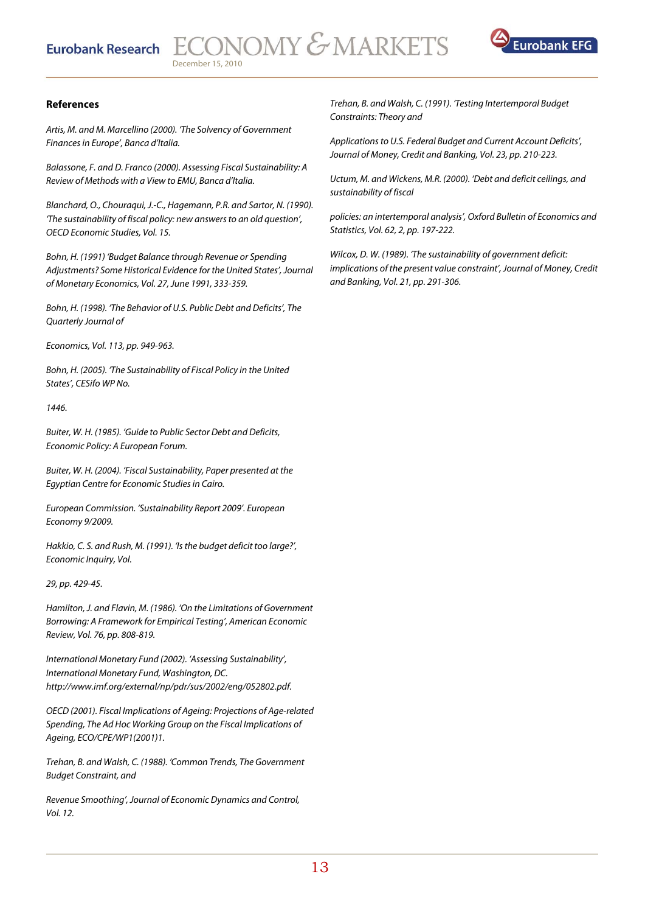**References**

*Artis, M. and M. Marcellino (2000). 'The Solvency of Government Finances in Europe', Banca d'Italia.*

*Balassone, F. and D. Franco (2000). Assessing Fiscal Sustainability: A Review of Methods with a View to EMU, Banca d'Italia.*

*Blanchard, O., Chouraqui, J.-C., Hagemann, P.R. and Sartor, N. (1990). 'The sustainability of fiscal policy: new answers to an old question', OECD Economic Studies, Vol. 15.*

*Bohn, H. (1991) 'Budget Balance through Revenue or Spending Adjustments? Some Historical Evidence for the United States', Journal of Monetary Economics, Vol. 27, June 1991, 333-359.*

*Bohn, H. (1998). 'The Behavior of U.S. Public Debt and Deficits', The Quarterly Journal of*

*Economics, Vol. 113, pp. 949-963.*

*Bohn, H. (2005). 'The Sustainability of Fiscal Policy in the United States', CESifo WP No.*

*1446.*

*Buiter, W. H. (1985). 'Guide to Public Sector Debt and Deficits, Economic Policy: A European Forum.*

*Buiter, W. H. (2004). 'Fiscal Sustainability, Paper presented at the Egyptian Centre for Economic Studies in Cairo.*

*European Commission. 'Sustainability Report 2009'. European Economy 9/2009.*

*Hakkio, C. S. and Rush, M. (1991). 'Is the budget deficit too large?', Economic Inquiry, Vol.*

*29, pp. 429-45.*

*Hamilton, J. and Flavin, M. (1986). 'On the Limitations of Government Borrowing: A Framework for Empirical Testing', American Economic Review, Vol. 76, pp. 808-819.*

*International Monetary Fund (2002). 'Assessing Sustainability', International Monetary Fund, Washington, DC. http://www.imf.org/external/np/pdr/sus/2002/eng/052802.pdf.*

*OECD (2001). Fiscal Implications of Ageing: Projections of Age-related Spending, The Ad Hoc Working Group on the Fiscal Implications of Ageing, ECO/CPE/WP1(2001)1.*

*Trehan, B. and Walsh, C. (1988). 'Common Trends, The Government Budget Constraint, and*

*Revenue Smoothing', Journal of Economic Dynamics and Control, Vol. 12.*

*Trehan, B. and Walsh, C. (1991). 'Testing Intertemporal Budget Constraints: Theory and*

*Applications to U.S. Federal Budget and Current Account Deficits', Journal of Money, Credit and Banking, Vol. 23, pp. 210-223.*

*Uctum, M. and Wickens, M.R. (2000). 'Debt and deficit ceilings, and sustainability of fiscal*

*policies: an intertemporal analysis', Oxford Bulletin of Economics and Statistics, Vol. 62, 2, pp. 197-222.*

*Wilcox, D. W. (1989). 'The sustainability of government deficit: implications of the present value constraint', Journal of Money, Credit and Banking, Vol. 21, pp. 291-306.*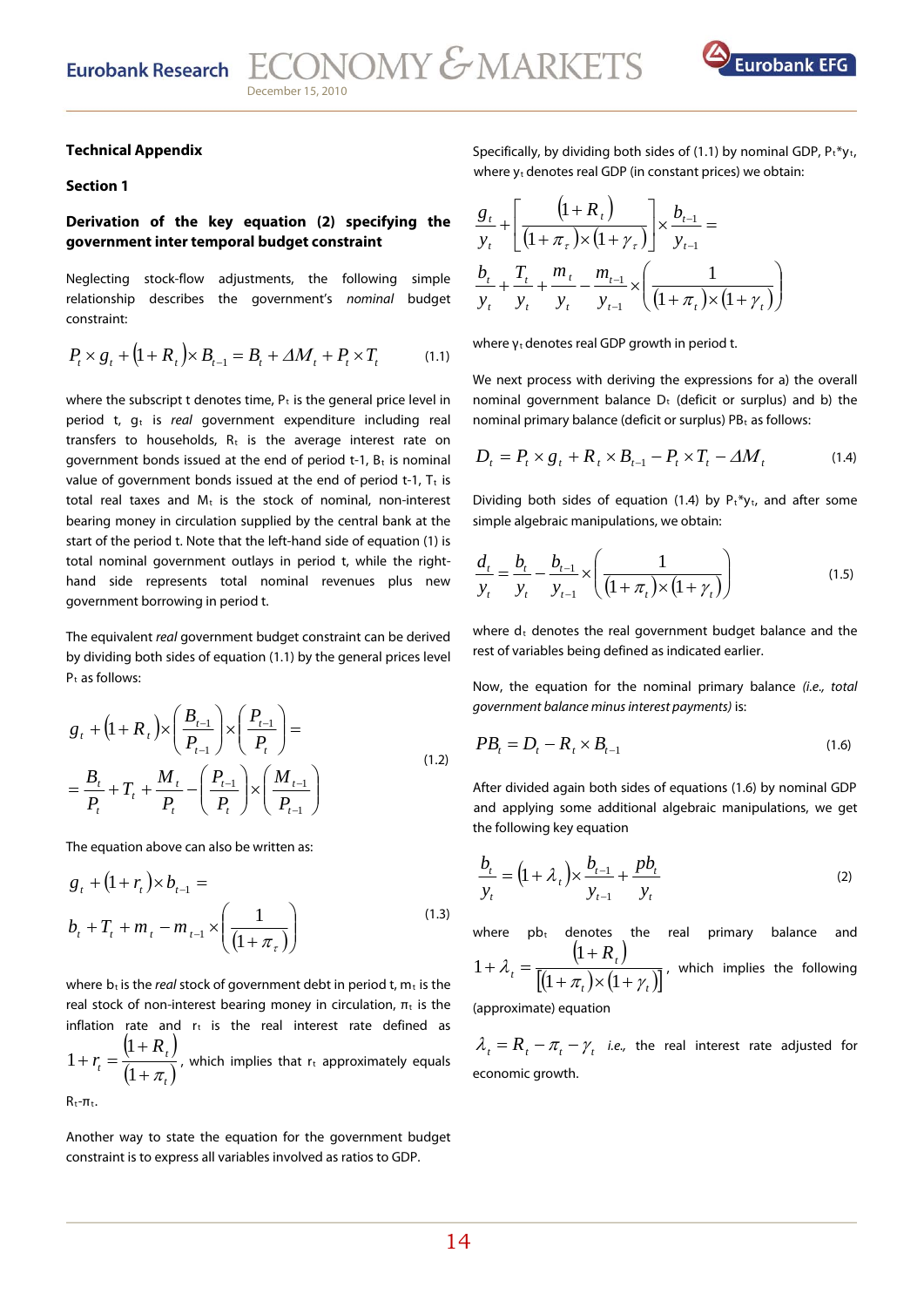**Technical Appendix**

**Section 1**

**Derivation of the key equation (2) specifying the government inter temporal budget constraint**

Neglecting stock-flow adjustments, the following simple relationship describes the government's *nominal* budget constraint:

$$P_t \times g_t + (1+R_t) \times B_{t-1} = B_t + \Delta M_t + P_t \times T_t \qquad (1.1)$$

where the subscript t denotes time, $P_t$ is the general price level in period t, $g_t$ is *real* government expenditure including real transfers to households, $R_t$ is the average interest rate on government bonds issued at the end of period t-1, $B_t$ is nominal value of government bonds issued at the end of period t-1, $T_t$ is total real taxes and $M_t$ is the stock of nominal, non-interest bearing money in circulation supplied by the central bank at the start of the period t. Note that the left-hand side of equation (1) is total nominal government outlays in period t, while the right-hand side represents total nominal revenues plus new government borrowing in period t.

The equivalent *real* government budget constraint can be derived by dividing both sides of equation (1.1) by the general prices level $P_t$ as follows:

$$g_t + (1+R_t) \times \left(\frac{B_{t-1}}{P_{t-1}}\right) \times \left(\frac{P_{t-1}}{P_t}\right) = \frac{B_t}{P_t} + T_t + \frac{M_t}{P_t} - \left(\frac{P_{t-1}}{P_t}\right) \times \left(\frac{M_{t-1}}{P_{t-1}}\right) \qquad (1.2)$$

The equation above can also be written as:

$$g_t + (1+r_t) \times b_{t-1} = b_t + T_t + m_t - m_{t-1} \times \left(\frac{1}{(1+\pi_\tau)}\right) \qquad (1.3)$$

where $b_t$ is the *real* stock of government debt in period t, $m_t$ is the real stock of non-interest bearing money in circulation, $\pi_t$ is the inflation rate and $r_t$ is the real interest rate defined as $1+r_t = \frac{(1+R_t)}{(1+\pi_t)}$, which implies that $r_t$ approximately equals $R_t$-$\pi_t$.

Another way to state the equation for the government budget constraint is to express all variables involved as ratios to GDP.

Specifically, by dividing both sides of (1.1) by nominal GDP, $P_t$\*$y_t$, where $y_t$ denotes real GDP (in constant prices) we obtain:

$$\frac{g_t}{y_t} + \left[\frac{(1+R_t)}{(1+\pi_\tau) \times (1+\gamma_\tau)}\right] \times \frac{b_{t-1}}{y_{t-1}} = \frac{b_t}{y_t} + \frac{T_t}{y_t} + \frac{m_t}{y_t} - \frac{m_{t-1}}{y_{t-1}} \times \left(\frac{1}{(1+\pi_t) \times (1+\gamma_t)}\right)$$

where $\gamma_t$ denotes real GDP growth in period t.

We next process with deriving the expressions for a) the overall nominal government balance $D_t$ (deficit or surplus) and b) the nominal primary balance (deficit or surplus) $PB_t$ as follows:

$$D_t = P_t \times g_t + R_t \times B_{t-1} - P_t \times T_t - \Delta M_t \qquad (1.4)$$

Dividing both sides of equation (1.4) by $P_t$\*$y_t$, and after some simple algebraic manipulations, we obtain:

$$\frac{d_t}{y_t} = \frac{b_t}{y_t} - \frac{b_{t-1}}{y_{t-1}} \times \left(\frac{1}{(1+\pi_t) \times (1+\gamma_t)}\right) \qquad (1.5)$$

where $d_t$ denotes the real government budget balance and the rest of variables being defined as indicated earlier.

Now, the equation for the nominal primary balance *(i.e., total government balance minus interest payments)* is:

$$PB_t = D_t - R_t \times B_{t-1} \qquad (1.6)$$

After divided again both sides of equations (1.6) by nominal GDP and applying some additional algebraic manipulations, we get the following key equation

$$\frac{b_t}{y_t} = (1+\lambda_t) \times \frac{b_{t-1}}{y_{t-1}} + \frac{pb_t}{y_t} \qquad (2)$$

where $pb_t$ denotes the real primary balance and $1+\lambda_t = \frac{(1+R_t)}{[(1+\pi_t) \times (1+\gamma_t)]}$, which implies the following (approximate) equation

$\lambda_t = R_t - \pi_t - \gamma_t$ *i.e.,* the real interest rate adjusted for economic growth.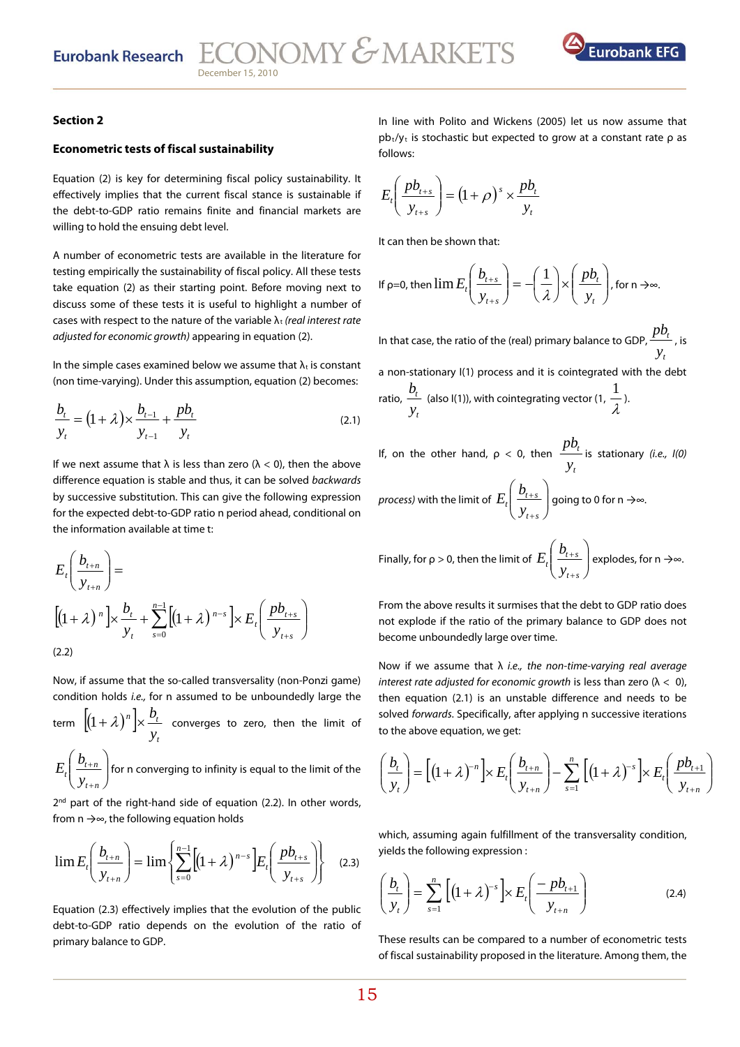## Section 2

### Econometric tests of fiscal sustainability

Equation (2) is key for determining fiscal policy sustainability. It effectively implies that the current fiscal stance is sustainable if the debt-to-GDP ratio remains finite and financial markets are willing to hold the ensuing debt level.

A number of econometric tests are available in the literature for testing empirically the sustainability of fiscal policy. All these tests take equation (2) as their starting point. Before moving next to discuss some of these tests it is useful to highlight a number of cases with respect to the nature of the variable $\lambda_t$ *(real interest rate adjusted for economic growth)* appearing in equation (2).

In the simple cases examined below we assume that $\lambda_t$ is constant (non time-varying). Under this assumption, equation (2) becomes:

$$\frac{b_t}{y_t} = (1+\lambda)\times\frac{b_{t-1}}{y_{t-1}} + \frac{pb_t}{y_t} \tag{2.1}$$

If we next assume that λ is less than zero (λ < 0), then the above difference equation is stable and thus, it can be solved *backwards* by successive substitution. This can give the following expression for the expected debt-to-GDP ratio n period ahead, conditional on the information available at time t:

$$E_t\left(\frac{b_{t+n}}{y_{t+n}}\right) =$$
$$\left[(1+\lambda)^n\right]\times\frac{b_t}{y_t} + \sum_{s=0}^{n-1}\left[(1+\lambda)^{n-s}\right]\times E_t\left(\frac{pb_{t+s}}{y_{t+s}}\right)$$

(2.2)

Now, if assume that the so-called transversality (non-Ponzi game) condition holds *i.e.,* for n assumed to be unboundedly large the term $\left[(1+\lambda)^n\right]\times\frac{b_t}{y_t}$ converges to zero, then the limit of $E_t\left(\frac{b_{t+n}}{y_{t+n}}\right)$ for n converging to infinity is equal to the limit of the 2nd part of the right-hand side of equation (2.2). In other words, from n →∞, the following equation holds

$$\lim E_t\left(\frac{b_{t+n}}{y_{t+n}}\right) = \lim\left\{\sum_{s=0}^{n-1}\left[(1+\lambda)^{n-s}\right]E_t\left(\frac{pb_{t+s}}{y_{t+s}}\right)\right\} \tag{2.3}$$

Equation (2.3) effectively implies that the evolution of the public debt-to-GDP ratio depends on the evolution of the ratio of primary balance to GDP.

In line with Polito and Wickens (2005) let us now assume that $pb_t/y_t$ is stochastic but expected to grow at a constant rate ρ as follows:

$$E_t\left(\frac{pb_{t+s}}{y_{t+s}}\right) = (1+\rho)^s\times\frac{pb_t}{y_t}$$

It can then be shown that:

If ρ=0, then $\lim E_t\left(\frac{b_{t+s}}{y_{t+s}}\right) = -\left(\frac{1}{\lambda}\right)\times\left(\frac{pb_t}{y_t}\right)$, for n →∞.

In that case, the ratio of the (real) primary balance to GDP, $\frac{pb_t}{y_t}$, is a non-stationary I(1) process and it is cointegrated with the debt ratio, $\frac{b_t}{y_t}$ (also I(1)), with cointegrating vector (1, $\frac{1}{\lambda}$).

If, on the other hand, ρ < 0, then $\frac{pb_t}{y_t}$ is stationary *(i.e., I(0) process)* with the limit of $E_t\left(\frac{b_{t+s}}{y_{t+s}}\right)$ going to 0 for n →∞.

Finally, for ρ > 0, then the limit of $E_t\left(\frac{b_{t+s}}{y_{t+s}}\right)$ explodes, for n →∞.

From the above results it surmises that the debt to GDP ratio does not explode if the ratio of the primary balance to GDP does not become unboundedly large over time.

Now if we assume that λ *i.e., the non-time-varying real average interest rate adjusted for economic growth* is less than zero (λ < 0), then equation (2.1) is an unstable difference and needs to be solved *forwards.* Specifically, after applying n successive iterations to the above equation, we get:

$$\left(\frac{b_t}{y_t}\right) = \left[(1+\lambda)^{-n}\right]\times E_t\left(\frac{b_{t+n}}{y_{t+n}}\right) - \sum_{s=1}^{n}\left[(1+\lambda)^{-s}\right]\times E_t\left(\frac{pb_{t+1}}{y_{t+n}}\right)$$

which, assuming again fulfillment of the transversality condition, yields the following expression :

$$\left(\frac{b_t}{y_t}\right) = \sum_{s=1}^{n}\left[(1+\lambda)^{-s}\right]\times E_t\left(\frac{-pb_{t+1}}{y_{t+n}}\right) \tag{2.4}$$

These results can be compared to a number of econometric tests of fiscal sustainability proposed in the literature. Among them, the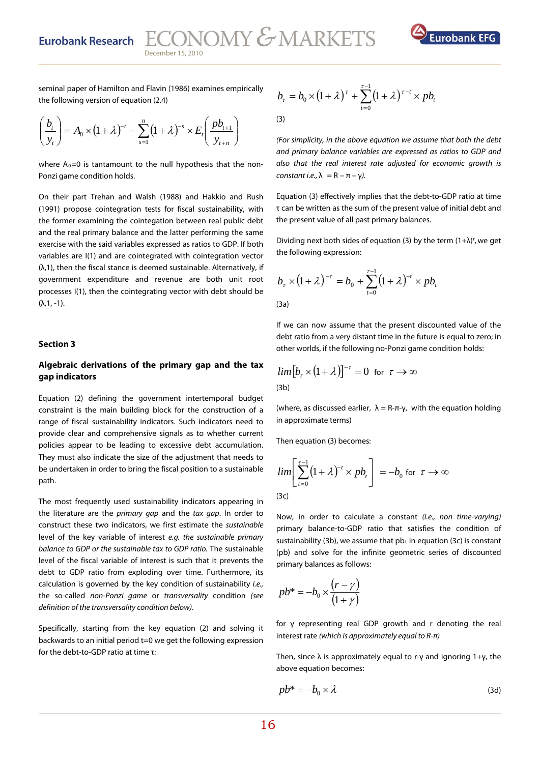seminal paper of Hamilton and Flavin (1986) examines empirically the following version of equation (2.4)

$$\left(\frac{b_t}{y_t}\right) = A_0 \times (1+\lambda)^{-t} - \sum_{s=1}^{n} (1+\lambda)^{-s} \times E_t\left(\frac{pb_{t+1}}{y_{t+n}}\right)$$

where $A_0=0$ is tantamount to the null hypothesis that the non-Ponzi game condition holds.

On their part Trehan and Walsh (1988) and Hakkio and Rush (1991) propose cointegration tests for fiscal sustainability, with the former examining the cointegation between real public debt and the real primary balance and the latter performing the same exercise with the said variables expressed as ratios to GDP. If both variables are I(1) and are cointegrated with cointegration vector ($\lambda$,1), then the fiscal stance is deemed sustainable. Alternatively, if government expenditure and revenue are both unit root processes I(1), then the cointegrating vector with debt should be ($\lambda$,1, -1).

### Section 3

### Algebraic derivations of the primary gap and the tax gap indicators

Equation (2) defining the government intertemporal budget constraint is the main building block for the construction of a range of fiscal sustainability indicators. Such indicators need to provide clear and comprehensive signals as to whether current policies appear to be leading to excessive debt accumulation. They must also indicate the size of the adjustment that needs to be undertaken in order to bring the fiscal position to a sustainable path.

The most frequently used sustainability indicators appearing in the literature are the *primary gap* and the *tax gap*. In order to construct these two indicators, we first estimate the *sustainable* level of the key variable of interest *e.g. the sustainable primary balance to GDP or the sustainable tax to GDP ratio*. The sustainable level of the fiscal variable of interest is such that it prevents the debt to GDP ratio from exploding over time. Furthermore, its calculation is governed by the key condition of sustainability *i.e.*, the so-called *non-Ponzi game* or *transversality* condition *(see definition of the transversality condition below)*.

Specifically, starting from the key equation (2) and solving it backwards to an initial period t=0 we get the following expression for the debt-to-GDP ratio at time $\tau$:

$$b_\tau = b_0 \times (1+\lambda)^\tau + \sum_{t=0}^{\tau-1} (1+\lambda)^{\tau-t} \times pb_t$$

(3)

*(For simplicity, in the above equation we assume that both the debt and primary balance variables are expressed as ratios to GDP and also that the real interest rate adjusted for economic growth is constant i.e.,* $\lambda = R - \pi - \gamma$*).*

Equation (3) effectively implies that the debt-to-GDP ratio at time $\tau$ can be written as the sum of the present value of initial debt and the present value of all past primary balances.

Dividing next both sides of equation (3) by the term $(1+\lambda)^\tau$, we get the following expression:

$$b_\tau \times (1+\lambda)^{-\tau} = b_0 + \sum_{t=0}^{\tau-1} (1+\lambda)^{-t} \times pb_t$$

(3a)

If we can now assume that the present discounted value of the debt ratio from a very distant time in the future is equal to zero; in other worlds, if the following no-Ponzi game condition holds:

$$\lim \left[b_\tau \times (1+\lambda)\right]^{-\tau} = 0 \ \text{ for } \ \tau \to \infty$$

(3b)

(where, as discussed earlier, $\lambda = R-\pi-\gamma$, with the equation holding in approximate terms)

Then equation (3) becomes:

$$\lim \left[\sum_{t=0}^{\tau-1} (1+\lambda)^{-t} \times pb_t\right] = -b_0 \ \text{ for } \ \tau \to \infty$$

(3c)

Now, in order to calculate a constant *(i.e., non time-varying)* primary balance-to-GDP ratio that satisfies the condition of sustainability (3b), we assume that $pb_t$ in equation (3c) is constant (pb) and solve for the infinite geometric series of discounted primary balances as follows:

$$pb^* = -b_0 \times \frac{(r-\gamma)}{(1+\gamma)}$$

for $\gamma$ representing real GDP growth and r denoting the real interest rate *(which is approximately equal to R-$\pi$)*

Then, since $\lambda$ is approximately equal to r-$\gamma$ and ignoring 1+$\gamma$, the above equation becomes:

$$pb^* = -b_0 \times \lambda \tag{3d}$$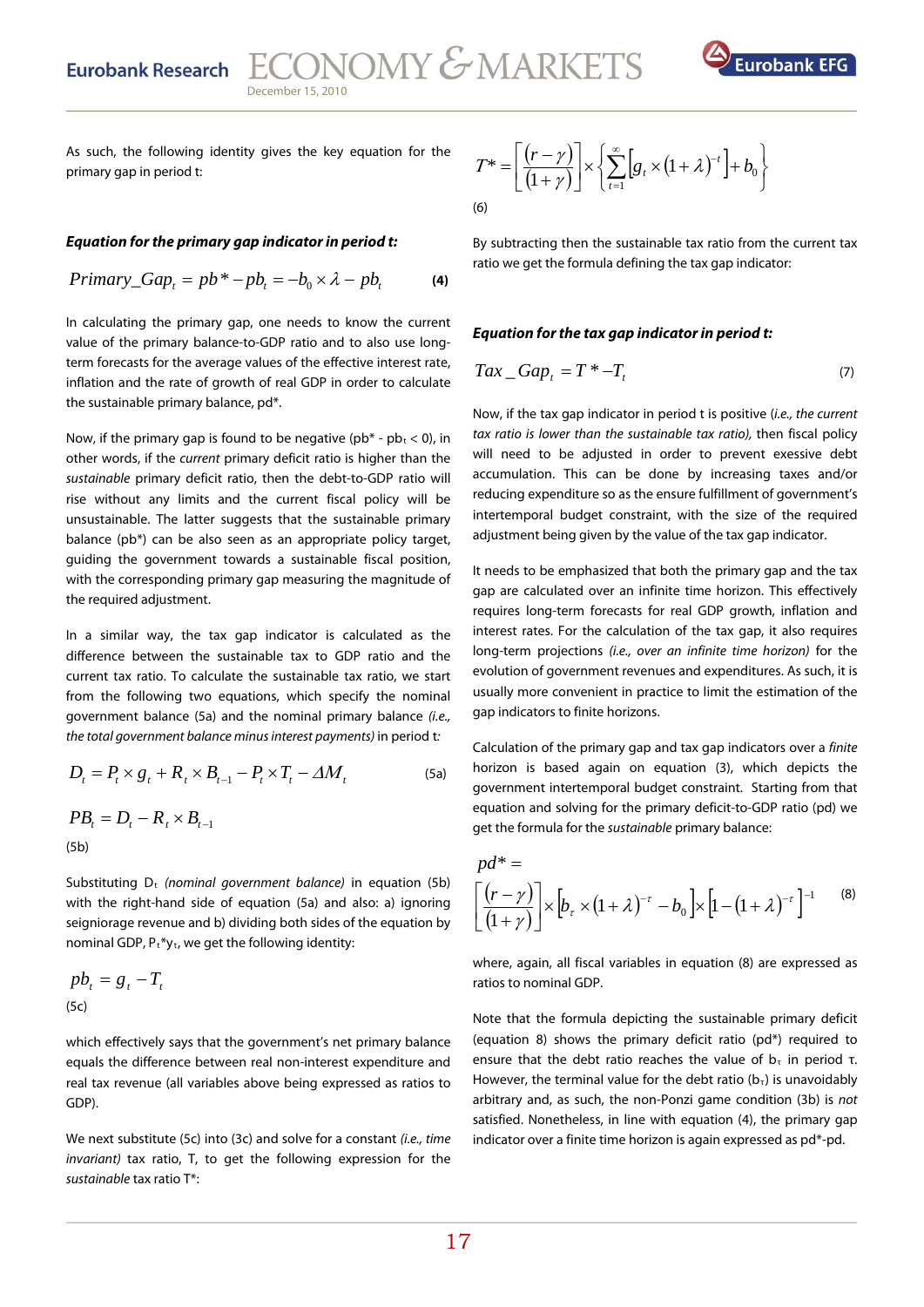As such, the following identity gives the key equation for the primary gap in period t:

***Equation for the primary gap indicator in period t:***

$$Primary\_Gap_t = pb^* - pb_t = -b_0 \times \lambda - pb_t \qquad \textbf{(4)}$$

In calculating the primary gap, one needs to know the current value of the primary balance-to-GDP ratio and to also use long-term forecasts for the average values of the effective interest rate, inflation and the rate of growth of real GDP in order to calculate the sustainable primary balance, pd*.

Now, if the primary gap is found to be negative ($pb^* - pb_t < 0$), in other words, if the *current* primary deficit ratio is higher than the *sustainable* primary deficit ratio, then the debt-to-GDP ratio will rise without any limits and the current fiscal policy will be unsustainable. The latter suggests that the sustainable primary balance (pb*) can be also seen as an appropriate policy target, guiding the government towards a sustainable fiscal position, with the corresponding primary gap measuring the magnitude of the required adjustment.

In a similar way, the tax gap indicator is calculated as the difference between the sustainable tax to GDP ratio and the current tax ratio. To calculate the sustainable tax ratio, we start from the following two equations, which specify the nominal government balance (5a) and the nominal primary balance *(i.e., the total government balance minus interest payments)* in period t*:*

$$D_t = P_t \times g_t + R_t \times B_{t-1} - P_t \times T_t - \Delta M_t \qquad \text{(5a)}$$

$$PB_t = D_t - R_t \times B_{t-1} \qquad \text{(5b)}$$

Substituting $D_t$ *(nominal government balance)* in equation (5b) with the right-hand side of equation (5a) and also: a) ignoring seigniorage revenue and b) dividing both sides of the equation by nominal GDP, $P_t*y_t$, we get the following identity:

$$pb_t = g_t - T_t \qquad \text{(5c)}$$

which effectively says that the government's net primary balance equals the difference between real non-interest expenditure and real tax revenue (all variables above being expressed as ratios to GDP).

We next substitute (5c) into (3c) and solve for a constant *(i.e., time invariant)* tax ratio, T, to get the following expression for the *sustainable* tax ratio T*:

$$T^* = \left[\frac{(r-\gamma)}{(1+\gamma)}\right] \times \left\{\sum_{t=1}^{\infty}\left[g_t \times (1+\lambda)^{-t}\right] + b_0\right\} \qquad \text{(6)}$$

By subtracting then the sustainable tax ratio from the current tax ratio we get the formula defining the tax gap indicator:

***Equation for the tax gap indicator in period t:***

$$Tax\_Gap_t = T^* - T_t \qquad \text{(7)}$$

Now, if the tax gap indicator in period t is positive (*i.e., the current tax ratio is lower than the sustainable tax ratio),* then fiscal policy will need to be adjusted in order to prevent exessive debt accumulation. This can be done by increasing taxes and/or reducing expenditure so as the ensure fulfillment of government's intertemporal budget constraint, with the size of the required adjustment being given by the value of the tax gap indicator.

It needs to be emphasized that both the primary gap and the tax gap are calculated over an infinite time horizon. This effectively requires long-term forecasts for real GDP growth, inflation and interest rates. For the calculation of the tax gap, it also requires long-term projections *(i.e., over an infinite time horizon)* for the evolution of government revenues and expenditures. As such, it is usually more convenient in practice to limit the estimation of the gap indicators to finite horizons.

Calculation of the primary gap and tax gap indicators over a *finite* horizon is based again on equation (3), which depicts the government intertemporal budget constraint. Starting from that equation and solving for the primary deficit-to-GDP ratio (pd) we get the formula for the *sustainable* primary balance:

$$pd^* = \left[\frac{(r-\gamma)}{(1+\gamma)}\right] \times \left[b_\tau \times (1+\lambda)^{-\tau} - b_0\right] \times \left[1-(1+\lambda)^{-\tau}\right]^{-1} \qquad \text{(8)}$$

where, again, all fiscal variables in equation (8) are expressed as ratios to nominal GDP.

Note that the formula depicting the sustainable primary deficit (equation 8) shows the primary deficit ratio (pd*) required to ensure that the debt ratio reaches the value of $b_\tau$ in period τ. However, the terminal value for the debt ratio ($b_\tau$) is unavoidably arbitrary and, as such, the non-Ponzi game condition (3b) is *not* satisfied. Nonetheless, in line with equation (4), the primary gap indicator over a finite time horizon is again expressed as pd*-pd.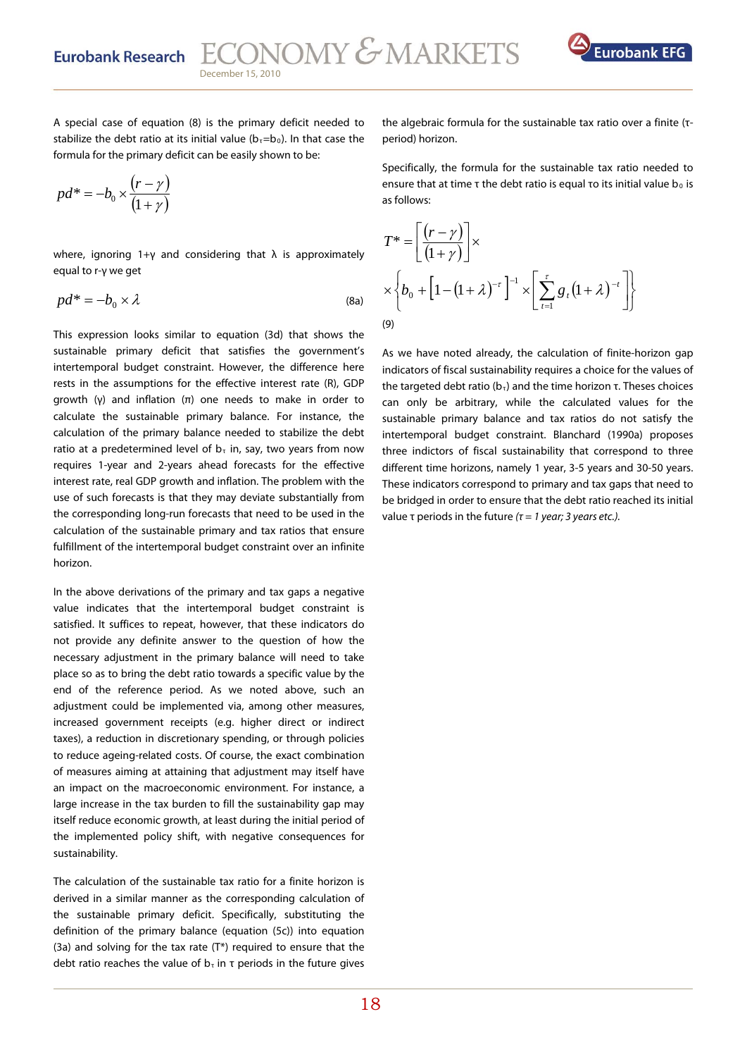A special case of equation (8) is the primary deficit needed to stabilize the debt ratio at its initial value ($b_\tau = b_0$). In that case the formula for the primary deficit can be easily shown to be:

$$pd^* = -b_0 \times \frac{(r-\gamma)}{(1+\gamma)}$$

where, ignoring 1+γ and considering that λ is approximately equal to r-γ we get

$$pd^* = -b_0 \times \lambda \tag{8a}$$

This expression looks similar to equation (3d) that shows the sustainable primary deficit that satisfies the government's intertemporal budget constraint. However, the difference here rests in the assumptions for the effective interest rate (R), GDP growth (γ) and inflation (π) one needs to make in order to calculate the sustainable primary balance. For instance, the calculation of the primary balance needed to stabilize the debt ratio at a predetermined level of $b_\tau$ in, say, two years from now requires 1-year and 2-years ahead forecasts for the effective interest rate, real GDP growth and inflation. The problem with the use of such forecasts is that they may deviate substantially from the corresponding long-run forecasts that need to be used in the calculation of the sustainable primary and tax ratios that ensure fulfillment of the intertemporal budget constraint over an infinite horizon.

In the above derivations of the primary and tax gaps a negative value indicates that the intertemporal budget constraint is satisfied. It suffices to repeat, however, that these indicators do not provide any definite answer to the question of how the necessary adjustment in the primary balance will need to take place so as to bring the debt ratio towards a specific value by the end of the reference period. As we noted above, such an adjustment could be implemented via, among other measures, increased government receipts (e.g. higher direct or indirect taxes), a reduction in discretionary spending, or through policies to reduce ageing-related costs. Of course, the exact combination of measures aiming at attaining that adjustment may itself have an impact on the macroeconomic environment. For instance, a large increase in the tax burden to fill the sustainability gap may itself reduce economic growth, at least during the initial period of the implemented policy shift, with negative consequences for sustainability.

The calculation of the sustainable tax ratio for a finite horizon is derived in a similar manner as the corresponding calculation of the sustainable primary deficit. Specifically, substituting the definition of the primary balance (equation (5c)) into equation (3a) and solving for the tax rate (T*) required to ensure that the debt ratio reaches the value of $b_\tau$ in τ periods in the future gives the algebraic formula for the sustainable tax ratio over a finite (τ-period) horizon.

Specifically, the formula for the sustainable tax ratio needed to ensure that at time τ the debt ratio is equal το its initial value $b_0$ is as follows:

$$T^* = \left[\frac{(r-\gamma)}{(1+\gamma)}\right] \times$$
$$\times \left\{ b_0 + \left[1-(1+\lambda)^{-\tau}\right]^{-1} \times \left[\sum_{t=1}^{\tau} g_t (1+\lambda)^{-t}\right] \right\}$$

(9)

As we have noted already, the calculation of finite-horizon gap indicators of fiscal sustainability requires a choice for the values of the targeted debt ratio ($b_\tau$) and the time horizon τ. Theses choices can only be arbitrary, while the calculated values for the sustainable primary balance and tax ratios do not satisfy the intertemporal budget constraint. Blanchard (1990a) proposes three indictors of fiscal sustainability that correspond to three different time horizons, namely 1 year, 3-5 years and 30-50 years. These indicators correspond to primary and tax gaps that need to be bridged in order to ensure that the debt ratio reached its initial value τ periods in the future *(τ = 1 year; 3 years etc.).*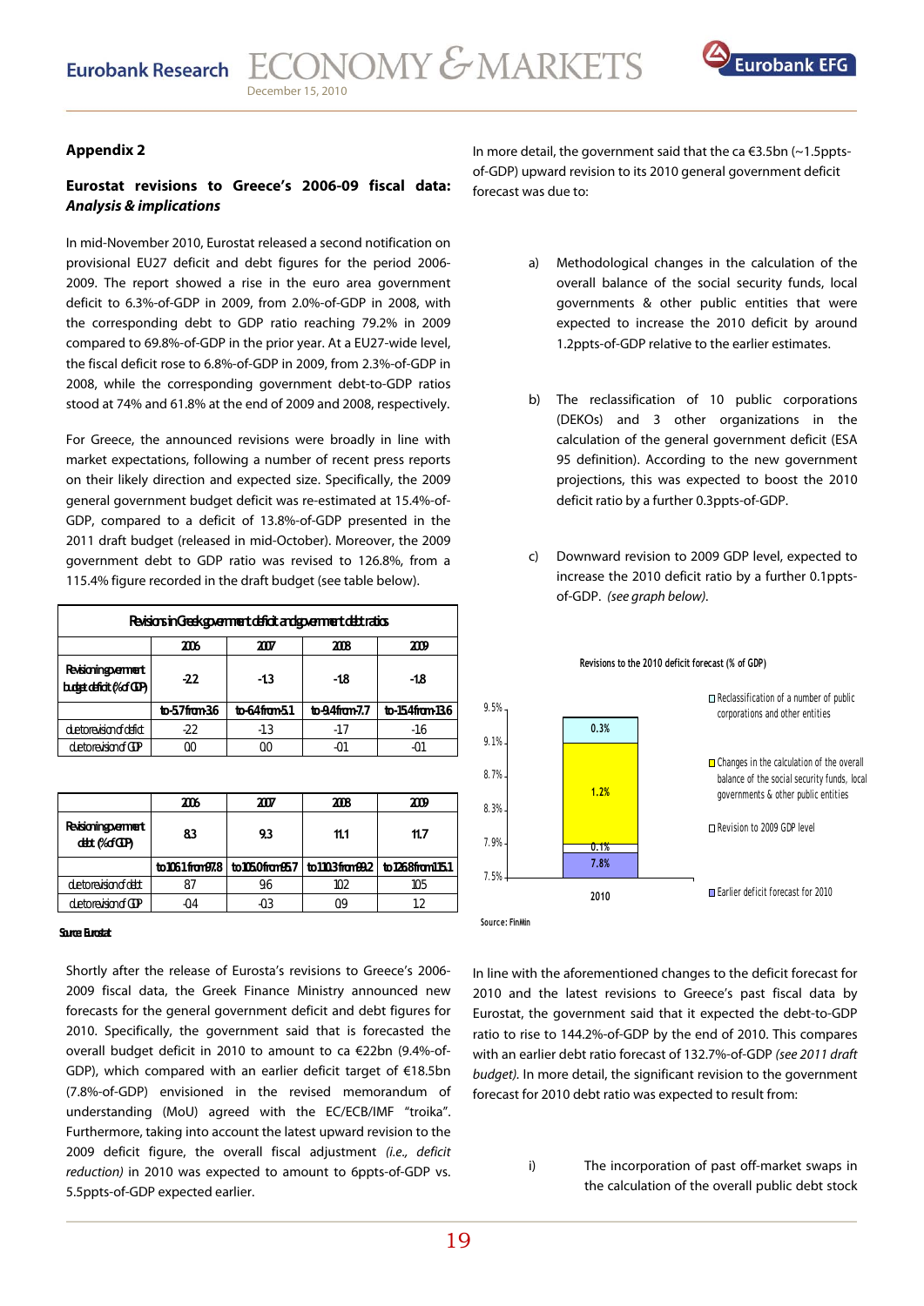## Appendix 2

### Eurostat revisions to Greece's 2006-09 fiscal data: *Analysis & implications*

In mid-November 2010, Eurostat released a second notification on provisional EU27 deficit and debt figures for the period 2006-2009. The report showed a rise in the euro area government deficit to 6.3%-of-GDP in 2009, from 2.0%-of-GDP in 2008, with the corresponding debt to GDP ratio reaching 79.2% in 2009 compared to 69.8%-of-GDP in the prior year. At a EU27-wide level, the fiscal deficit rose to 6.8%-of-GDP in 2009, from 2.3%-of-GDP in 2008, while the corresponding government debt-to-GDP ratios stood at 74% and 61.8% at the end of 2009 and 2008, respectively.

For Greece, the announced revisions were broadly in line with market expectations, following a number of recent press reports on their likely direction and expected size. Specifically, the 2009 general government budget deficit was re-estimated at 15.4%-of-GDP, compared to a deficit of 13.8%-of-GDP presented in the 2011 draft budget (released in mid-October). Moreover, the 2009 government debt to GDP ratio was revised to 126.8%, from a 115.4% figure recorded in the draft budget (see table below).

**Revisions in Greek government deficit and government debt ratios**

| | 2006 | 2007 | 2008 | 2009 |
|---|---|---|---|---|
| Revision in government budget deficit (% of GDP) | -2.2 | -1.3 | -1.8 | -1.8 |
| | to -5.7 from -3.6 | to -6.4 from -5.1 | to -9.4 from -7.7 | to -15.4 from -13.6 |
| due to revision of deficit | -2.2 | -1.3 | -1.7 | -1.6 |
| due to revision of GDP | 0.0 | 0.0 | -0.1 | -0.1 |

| | 2006 | 2007 | 2008 | 2009 |
|---|---|---|---|---|
| Revision in government debt (% of GDP) | 8.3 | 9.3 | 11.1 | 11.7 |
| | to 106.1 from 97.8 | to 105.0 from 95.7 | to 110.3 from 99.2 | to 126.8 from 115.1 |
| due to revision of debt | 8.7 | 9.6 | 10.2 | 10.5 |
| due to revision of GDP | -0.4 | -0.3 | 0.9 | 1.2 |

Source: Eurostat

Shortly after the release of Eurosta's revisions to Greece's 2006-2009 fiscal data, the Greek Finance Ministry announced new forecasts for the general government deficit and debt figures for 2010. Specifically, the government said that is forecasted the overall budget deficit in 2010 to amount to ca €22bn (9.4%-of-GDP), which compared with an earlier deficit target of €18.5bn (7.8%-of-GDP) envisioned in the revised memorandum of understanding (MoU) agreed with the EC/ECB/IMF "troika". Furthermore, taking into account the latest upward revision to the 2009 deficit figure, the overall fiscal adjustment *(i.e., deficit reduction)* in 2010 was expected to amount to 6ppts-of-GDP vs. 5.5ppts-of-GDP expected earlier.

In more detail, the government said that the ca €3.5bn (~1.5ppts-of-GDP) upward revision to its 2010 general government deficit forecast was due to:

a) Methodological changes in the calculation of the overall balance of the social security funds, local governments & other public entities that were expected to increase the 2010 deficit by around 1.2ppts-of-GDP relative to the earlier estimates.

b) The reclassification of 10 public corporations (DEKOs) and 3 other organizations in the calculation of the general government deficit (ESA 95 definition). According to the new government projections, this was expected to boost the 2010 deficit ratio by a further 0.3ppts-of-GDP.

c) Downward revision to 2009 GDP level, expected to increase the 2010 deficit ratio by a further 0.1ppts-of-GDP. *(see graph below).*

**Revisions to the 2010 deficit forecast (% of GDP)**

| 2010 | % of GDP |
|---|---|
| Earlier deficit forecast for 2010 | 7.8% |
| Revision to 2009 GDP level | 0.1% |
| Changes in the calculation of the overall balance of the social security funds, local governments & other public entities | 1.2% |
| Reclassification of a number of public corporations and other entities | 0.3% |

Source: FinMin

In line with the aforementioned changes to the deficit forecast for 2010 and the latest revisions to Greece's past fiscal data by Eurostat, the government said that it expected the debt-to-GDP ratio to rise to 144.2%-of-GDP by the end of 2010. This compares with an earlier debt ratio forecast of 132.7%-of-GDP *(see 2011 draft budget)*. In more detail, the significant revision to the government forecast for 2010 debt ratio was expected to result from:

i) The incorporation of past off-market swaps in the calculation of the overall public debt stock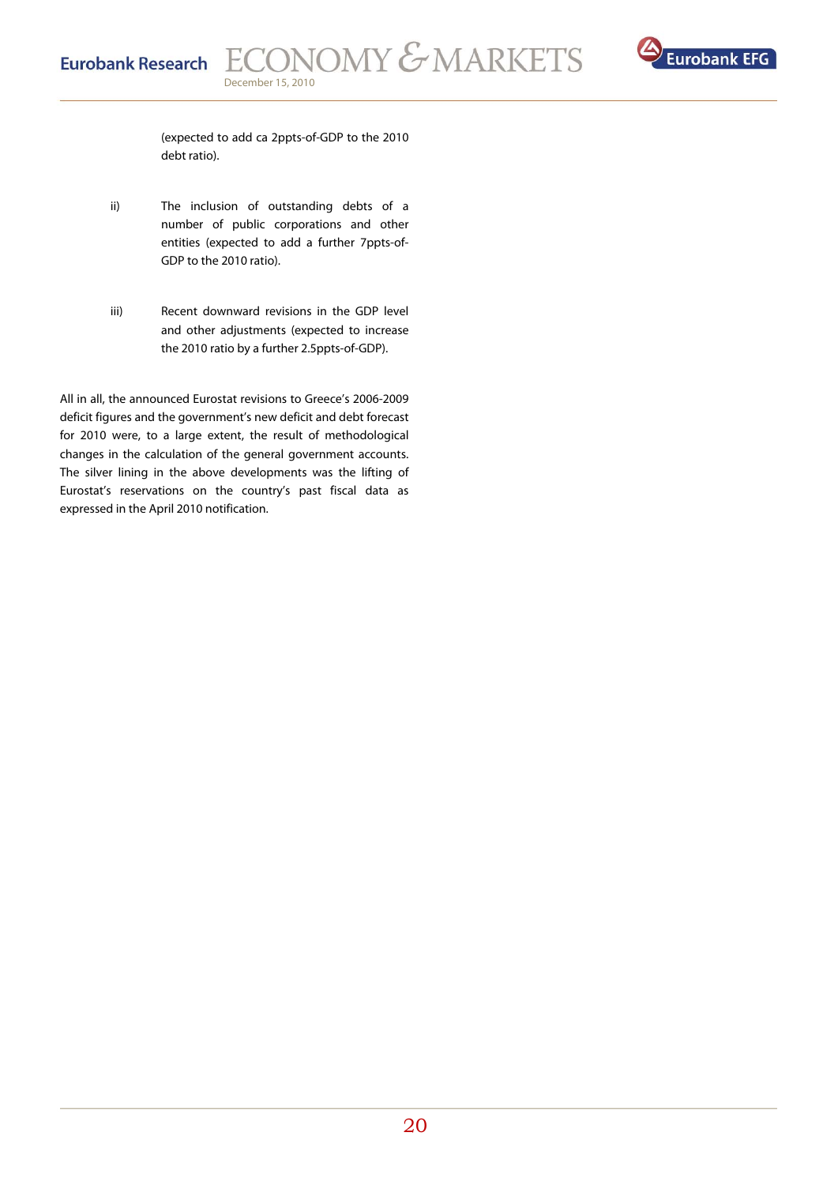(expected to add ca 2ppts-of-GDP to the 2010 debt ratio).

ii) The inclusion of outstanding debts of a number of public corporations and other entities (expected to add a further 7ppts-of-GDP to the 2010 ratio).

iii) Recent downward revisions in the GDP level and other adjustments (expected to increase the 2010 ratio by a further 2.5ppts-of-GDP).

All in all, the announced Eurostat revisions to Greece's 2006-2009 deficit figures and the government's new deficit and debt forecast for 2010 were, to a large extent, the result of methodological changes in the calculation of the general government accounts. The silver lining in the above developments was the lifting of Eurostat's reservations on the country's past fiscal data as expressed in the April 2010 notification.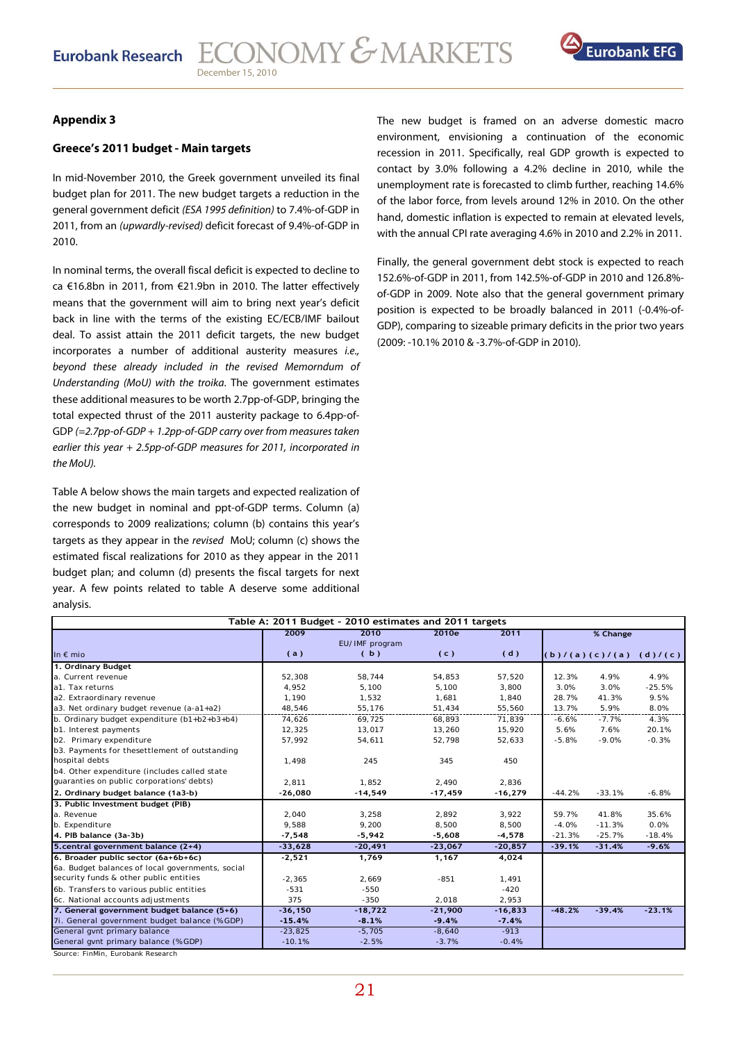## Appendix 3

### Greece's 2011 budget - Main targets

In mid-November 2010, the Greek government unveiled its final budget plan for 2011. The new budget targets a reduction in the general government deficit *(ESA 1995 definition)* to 7.4%-of-GDP in 2011, from an *(upwardly-revised)* deficit forecast of 9.4%-of-GDP in 2010.

In nominal terms, the overall fiscal deficit is expected to decline to ca €16.8bn in 2011, from €21.9bn in 2010. The latter effectively means that the government will aim to bring next year's deficit back in line with the terms of the existing EC/ECB/IMF bailout deal. To assist attain the 2011 deficit targets, the new budget incorporates a number of additional austerity measures *i.e., beyond these already included in the revised Memorndum of Understanding (MoU) with the troika.* The government estimates these additional measures to be worth 2.7pp-of-GDP, bringing the total expected thrust of the 2011 austerity package to 6.4pp-of-GDP *(=2.7pp-of-GDP + 1.2pp-of-GDP carry over from measures taken earlier this year + 2.5pp-of-GDP measures for 2011, incorporated in the MoU).*

Table A below shows the main targets and expected realization of the new budget in nominal and ppt-of-GDP terms. Column (a) corresponds to 2009 realizations; column (b) contains this year's targets as they appear in the *revised* MoU; column (c) shows the estimated fiscal realizations for 2010 as they appear in the 2011 budget plan; and column (d) presents the fiscal targets for next year. A few points related to table A deserve some additional analysis.

The new budget is framed on an adverse domestic macro environment, envisioning a continuation of the economic recession in 2011. Specifically, real GDP growth is expected to contact by 3.0% following a 4.2% decline in 2010, while the unemployment rate is forecasted to climb further, reaching 14.6% of the labor force, from levels around 12% in 2010. On the other hand, domestic inflation is expected to remain at elevated levels, with the annual CPI rate averaging 4.6% in 2010 and 2.2% in 2011.

Finally, the general government debt stock is expected to reach 152.6%-of-GDP in 2011, from 142.5%-of-GDP in 2010 and 126.8%-of-GDP in 2009. Note also that the general government primary position is expected to be broadly balanced in 2011 (-0.4%-of-GDP), comparing to sizeable primary deficits in the prior two years (2009: -10.1% 2010 & -3.7%-of-GDP in 2010).

**Table A: 2011 Budget - 2010 estimates and 2011 targets**

| In € mio | 2009 (a) | 2010 EU/IMF program (b) | 2010e (c) | 2011 (d) | % Change (b)/(a) | (c)/(a) | (d)/(c) |
|---|---|---|---|---|---|---|---|
| **1. Ordinary Budget** | | | | | | | |
| a. Current revenue | 52,308 | 58,744 | 54,853 | 57,520 | 12.3% | 4.9% | 4.9% |
| a1. Tax returns | 4,952 | 5,100 | 5,100 | 3,800 | 3.0% | 3.0% | -25.5% |
| a2. Extraordinary revenue | 1,190 | 1,532 | 1,681 | 1,840 | 28.7% | 41.3% | 9.5% |
| a3. Net ordinary budget revenue (a-a1+a2) | 48,546 | 55,176 | 51,434 | 55,560 | 13.7% | 5.9% | 8.0% |
| b. Ordinary budget expenditure (b1+b2+b3+b4) | 74,626 | 69,725 | 68,893 | 71,839 | -6.6% | -7.7% | 4.3% |
| b1. Interest payments | 12,325 | 13,017 | 13,260 | 15,920 | 5.6% | 7.6% | 20.1% |
| b2. Primary expenditure | 57,992 | 54,611 | 52,798 | 52,633 | -5.8% | -9.0% | -0.3% |
| b3. Payments for thesettlement of outstanding hospital debts | 1,498 | 245 | 345 | 450 | | | |
| b4. Other expenditure (includes called state guaranties on public corporations' debts) | 2,811 | 1,852 | 2,490 | 2,836 | | | |
| **2. Ordinary budget balance (1a3-b)** | **-26,080** | **-14,549** | **-17,459** | **-16,279** | -44.2% | -33.1% | -6.8% |
| **3. Public Investment budget (PIB)** | | | | | | | |
| a. Revenue | 2,040 | 3,258 | 2,892 | 3,922 | 59.7% | 41.8% | 35.6% |
| b. Expenditure | 9,588 | 9,200 | 8,500 | 8,500 | -4.0% | -11.3% | 0.0% |
| **4. PIB balance (3a-3b)** | **-7,548** | **-5,942** | **-5,608** | **-4,578** | -21.3% | -25.7% | -18.4% |
| **5.central government balance (2+4)** | **-33,628** | **-20,491** | **-23,067** | **-20,857** | **-39.1%** | **-31.4%** | **-9.6%** |
| **6. Broader public sector (6a+6b+6c)** | **-2,521** | **1,769** | **1,167** | **4,024** | | | |
| 6a. Budget balances of local governments, social security funds & other public entities | -2,365 | 2,669 | -851 | 1,491 | | | |
| 6b. Transfers to various public entities | -531 | -550 | | -420 | | | |
| 6c. National accounts adjustments | 375 | -350 | 2,018 | 2,953 | | | |
| **7. General government budget balance (5+6)** | **-36,150** | **-18,722** | **-21,900** | **-16,833** | **-48.2%** | **-39.4%** | **-23.1%** |
| **7i. General government budget balance (%GDP)** | **-15.4%** | **-8.1%** | **-9.4%** | **-7.4%** | | | |
| General gvnt primary balance | -23,825 | -5,705 | -8,640 | -913 | | | |
| General gvnt primary balance (%GDP) | -10.1% | -2.5% | -3.7% | -0.4% | | | |

Source: FinMin, Eurobank Research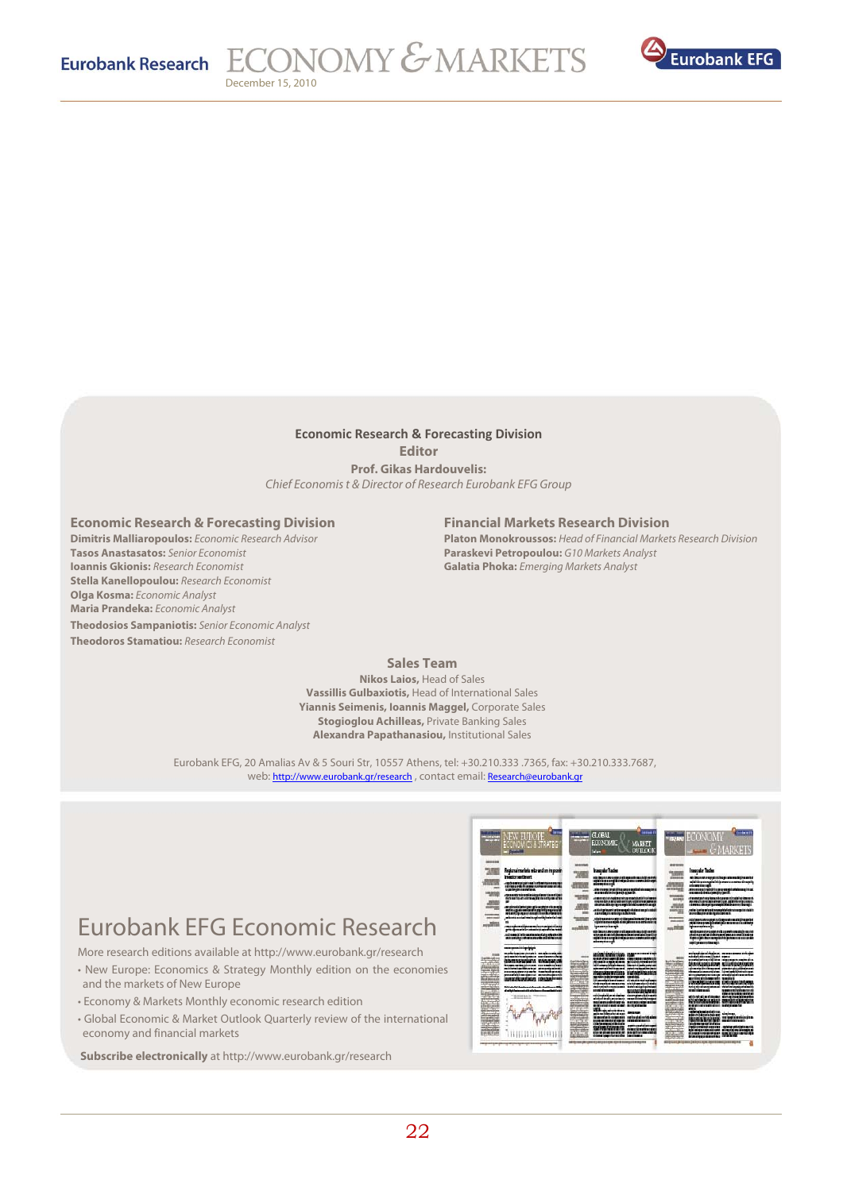**Economic Research & Forecasting Division**

**Editor**

**Prof. Gikas Hardouvelis:**

*Chief Economis t & Director of Research Eurobank EFG Group*

## Economic Research & Forecasting Division

**Dimitris Malliaropoulos:** *Economic Research Advisor*
**Tasos Anastasatos:** *Senior Economist*
**Ioannis Gkionis:** *Research Economist*
**Stella Kanellopoulou:** *Research Economist*
**Olga Kosma:** *Economic Analyst*
**Maria Prandeka:** *Economic Analyst*
**Theodosios Sampaniotis:** *Senior Economic Analyst*
**Theodoros Stamatiou:** *Research Economist*

## Financial Markets Research Division

**Platon Monokroussos:** *Head of Financial Markets Research Division*
**Paraskevi Petropoulou:** *G10 Markets Analyst*
**Galatia Phoka:** *Emerging Markets Analyst*

## Sales Team

**Nikos Laios,** Head of Sales
**Vassillis Gulbaxiotis,** Head of International Sales
**Yiannis Seimenis, Ioannis Maggel,** Corporate Sales
**Stogioglou Achilleas,** Private Banking Sales
**Alexandra Papathanasiou,** Institutional Sales

Eurobank EFG, 20 Amalias Av & 5 Souri Str, 10557 Athens, tel: +30.210.333 .7365, fax: +30.210.333.7687, web: http://www.eurobank.gr/research , contact email: Research@eurobank.gr

# Eurobank EFG Economic Research

More research editions available at http://www.eurobank.gr/research

- New Europe: Economics & Strategy Monthly edition on the economies and the markets of New Europe
- Economy & Markets Monthly economic research edition
- Global Economic & Market Outlook Quarterly review of the international economy and financial markets

**Subscribe electronically** at http://www.eurobank.gr/research